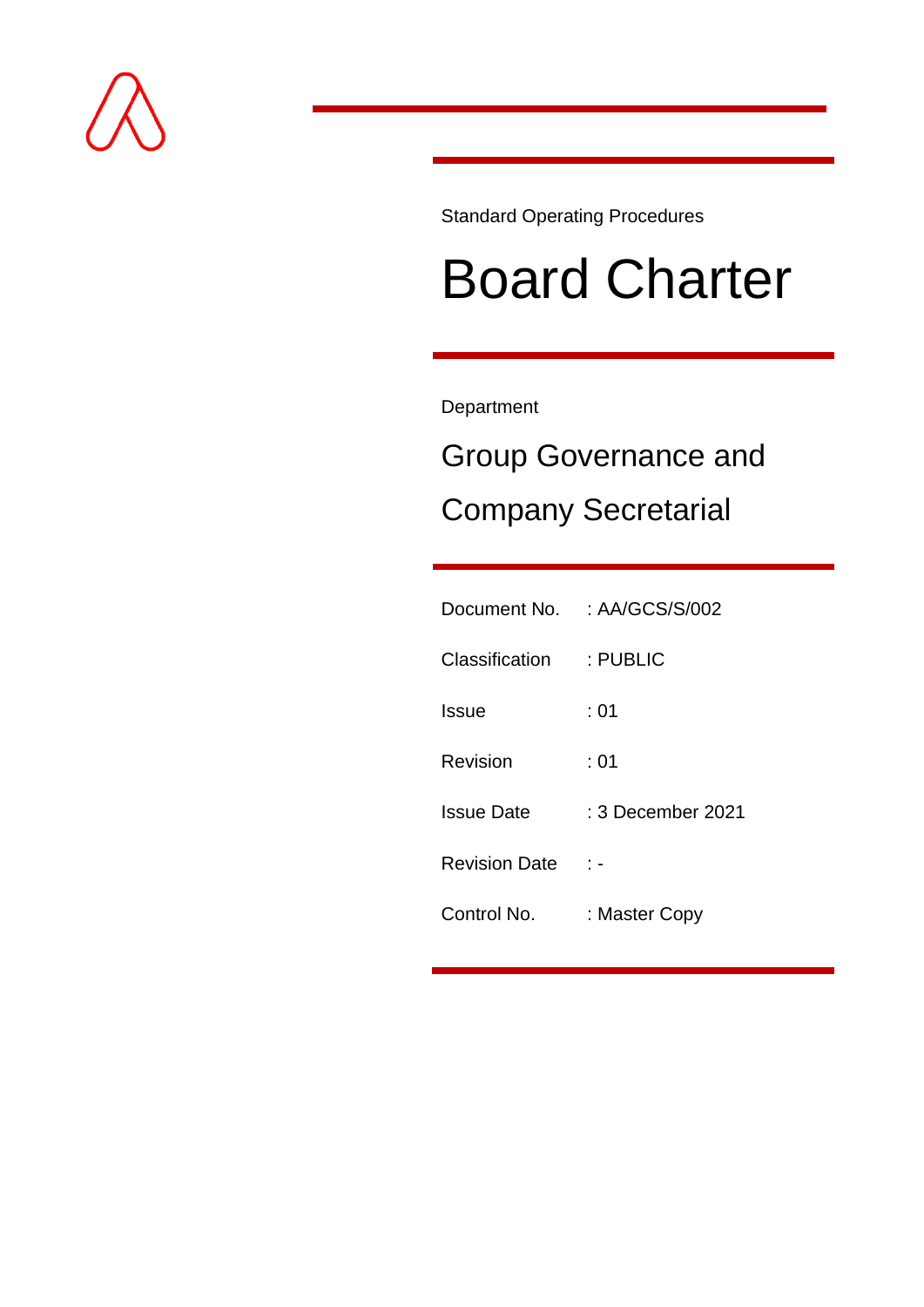Standard Operating Procedures

# Board Charter

Department

## Group Governance and Company Secretarial

| | |
|---|---|
| Document No. | : AA/GCS/S/002 |
| Classification | : PUBLIC |
| Issue | : 01 |
| Revision | : 01 |
| Issue Date | : 3 December 2021 |
| Revision Date | : - |
| Control No. | : Master Copy |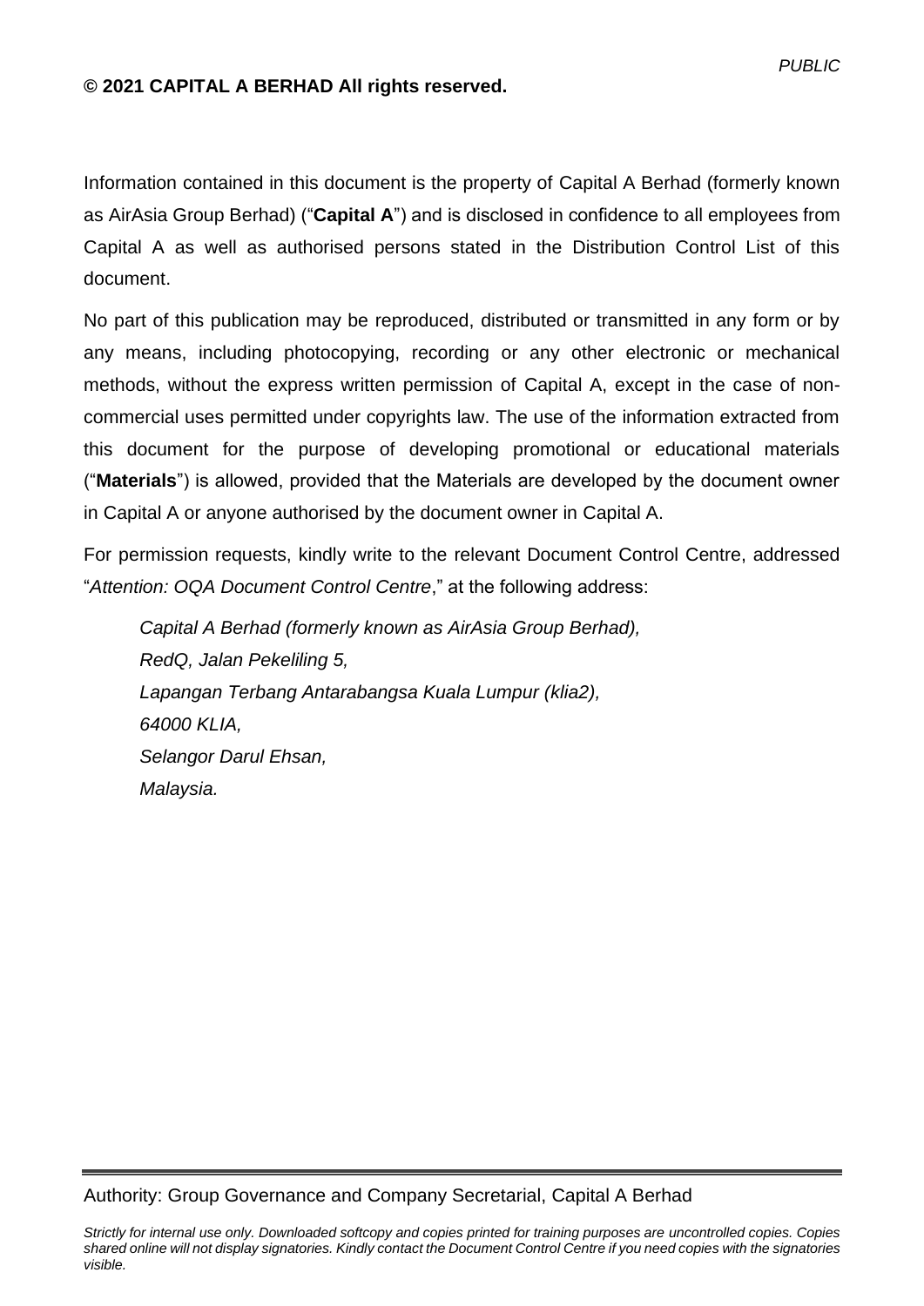**© 2021 CAPITAL A BERHAD All rights reserved.**

Information contained in this document is the property of Capital A Berhad (formerly known as AirAsia Group Berhad) ("**Capital A**") and is disclosed in confidence to all employees from Capital A as well as authorised persons stated in the Distribution Control List of this document.

No part of this publication may be reproduced, distributed or transmitted in any form or by any means, including photocopying, recording or any other electronic or mechanical methods, without the express written permission of Capital A, except in the case of non-commercial uses permitted under copyrights law. The use of the information extracted from this document for the purpose of developing promotional or educational materials ("**Materials**") is allowed, provided that the Materials are developed by the document owner in Capital A or anyone authorised by the document owner in Capital A.

For permission requests, kindly write to the relevant Document Control Centre, addressed "*Attention: OQA Document Control Centre*," at the following address:

*Capital A Berhad (formerly known as AirAsia Group Berhad),*
*RedQ, Jalan Pekeliling 5,*
*Lapangan Terbang Antarabangsa Kuala Lumpur (klia2),*
*64000 KLIA,*
*Selangor Darul Ehsan,*
*Malaysia.*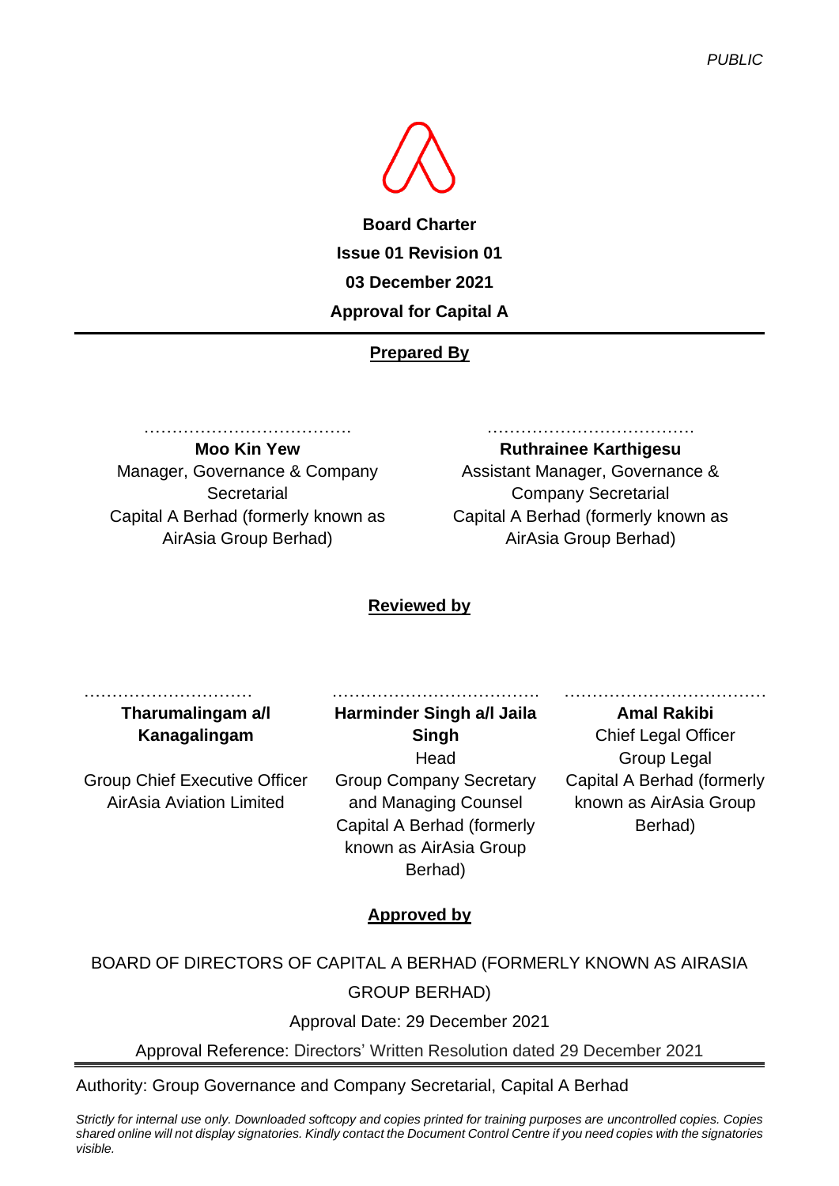PUBLIC

**Board Charter**

**Issue 01 Revision 01**

**03 December 2021**

**Approval for Capital A**

---

**Prepared By**

………………………………

**Moo Kin Yew**
Manager, Governance & Company Secretarial
Capital A Berhad (formerly known as AirAsia Group Berhad)

………………………………

**Ruthrainee Karthigesu**
Assistant Manager, Governance & Company Secretarial
Capital A Berhad (formerly known as AirAsia Group Berhad)

**Reviewed by**

…………………………

**Tharumalingam a/l Kanagalingam**

Group Chief Executive Officer
AirAsia Aviation Limited

………………………………

**Harminder Singh a/l Jaila Singh**
Head
Group Company Secretary and Managing Counsel
Capital A Berhad (formerly known as AirAsia Group Berhad)

………………………………

**Amal Rakibi**
Chief Legal Officer
Group Legal
Capital A Berhad (formerly known as AirAsia Group Berhad)

**Approved by**

BOARD OF DIRECTORS OF CAPITAL A BERHAD (FORMERLY KNOWN AS AIRASIA GROUP BERHAD)

Approval Date: 29 December 2021

Approval Reference: Directors' Written Resolution dated 29 December 2021

---

Authority: Group Governance and Company Secretarial, Capital A Berhad

*Strictly for internal use only. Downloaded softcopy and copies printed for training purposes are uncontrolled copies. Copies shared online will not display signatories. Kindly contact the Document Control Centre if you need copies with the signatories visible.*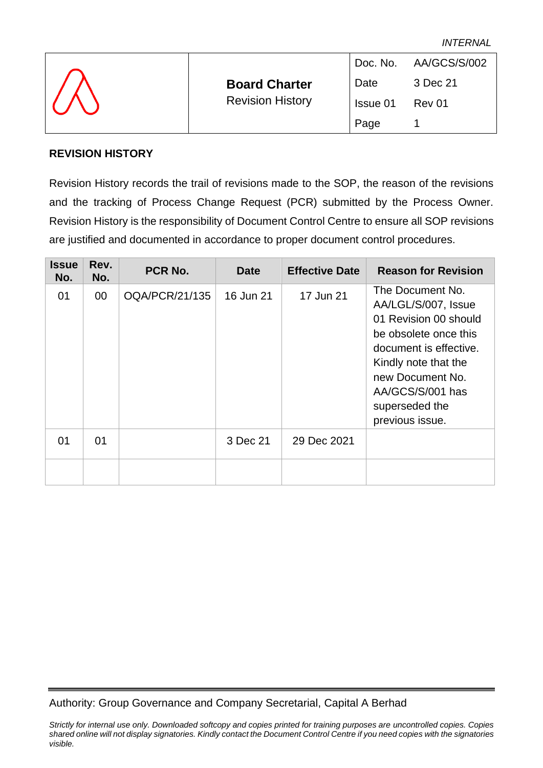## REVISION HISTORY

Revision History records the trail of revisions made to the SOP, the reason of the revisions and the tracking of Process Change Request (PCR) submitted by the Process Owner. Revision History is the responsibility of Document Control Centre to ensure all SOP revisions are justified and documented in accordance to proper document control procedures.

| Issue No. | Rev. No. | PCR No. | Date | Effective Date | Reason for Revision |
|---|---|---|---|---|---|
| 01 | 00 | OQA/PCR/21/135 | 16 Jun 21 | 17 Jun 21 | The Document No. AA/LGL/S/007, Issue 01 Revision 00 should be obsolete once this document is effective. Kindly note that the new Document No. AA/GCS/S/001 has superseded the previous issue. |
| 01 | 01 | | 3 Dec 21 | 29 Dec 2021 | |
| | | | | | |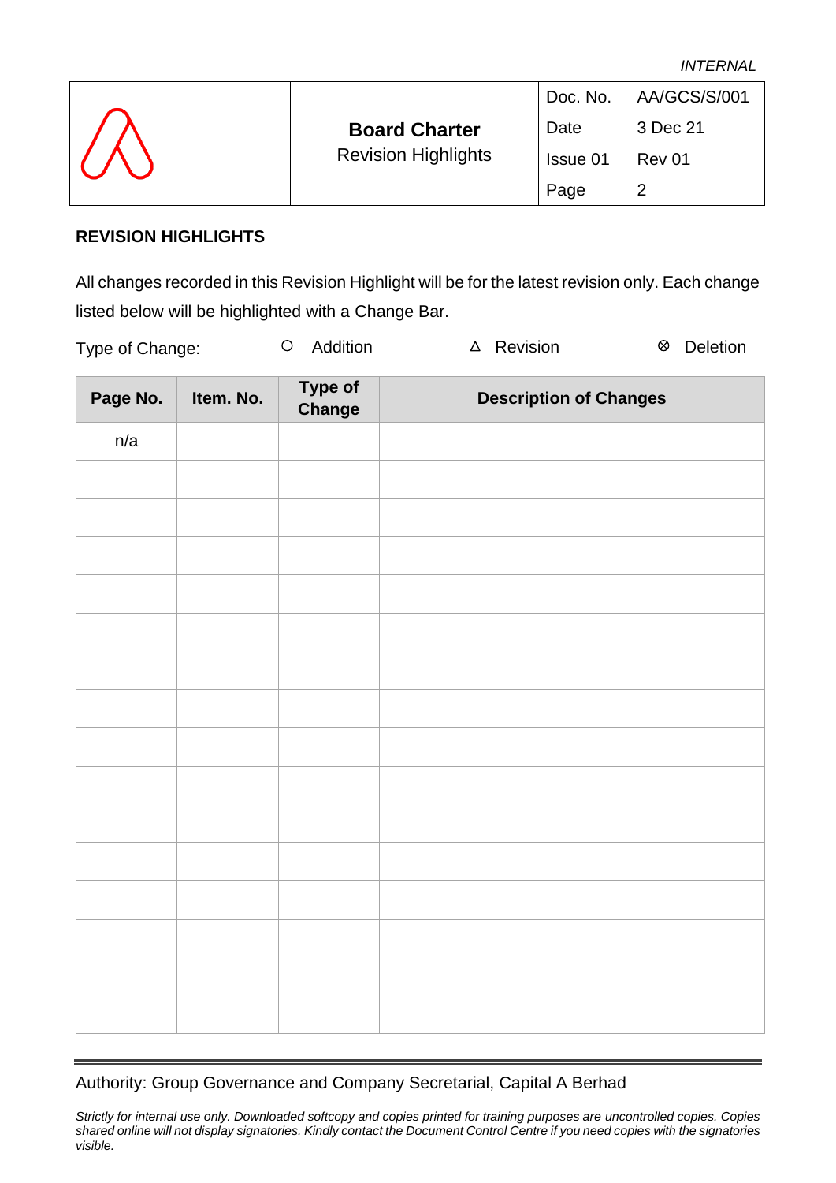## REVISION HIGHLIGHTS

All changes recorded in this Revision Highlight will be for the latest revision only. Each change listed below will be highlighted with a Change Bar.

Type of Change: ○ Addition Δ Revision ⊗ Deletion

| Page No. | Item. No. | Type of Change | Description of Changes |
|---|---|---|---|
| n/a | | | |
| | | | |
| | | | |
| | | | |
| | | | |
| | | | |
| | | | |
| | | | |
| | | | |
| | | | |
| | | | |
| | | | |
| | | | |
| | | | |
| | | | |
| | | | |

Authority: Group Governance and Company Secretarial, Capital A Berhad

*Strictly for internal use only. Downloaded softcopy and copies printed for training purposes are uncontrolled copies. Copies shared online will not display signatories. Kindly contact the Document Control Centre if you need copies with the signatories visible.*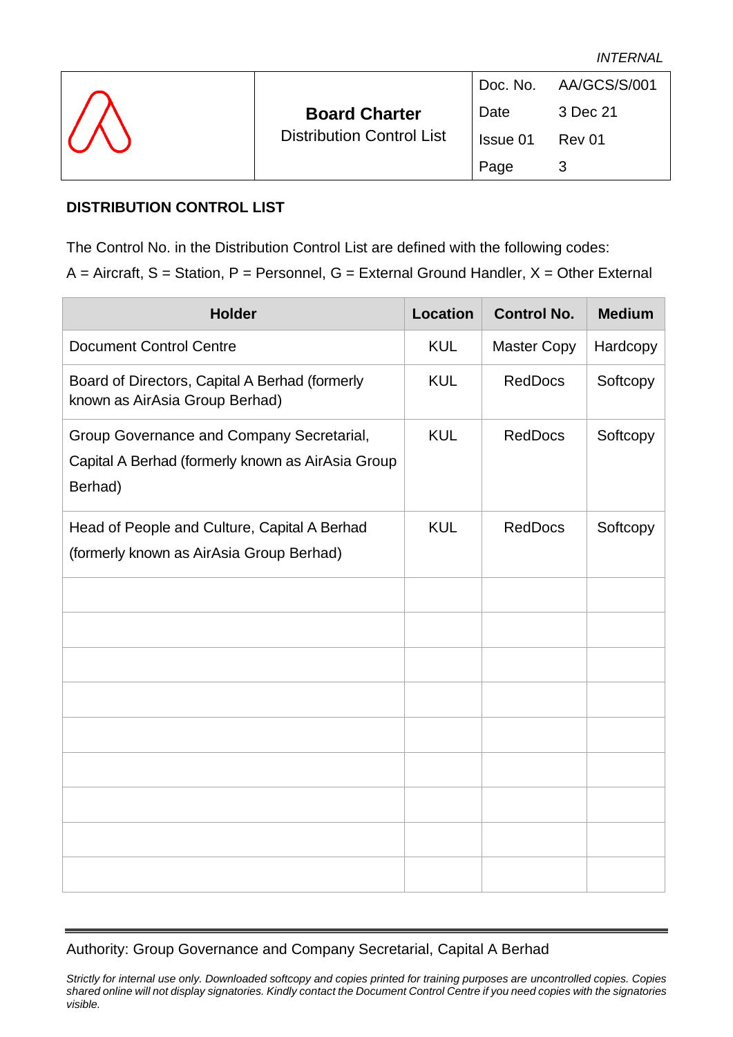INTERNAL

| | Board Charter<br>Distribution Control List | Doc. No. | AA/GCS/S/001 |
|---|---|---|---|
| | | Date | 3 Dec 21 |
| | | Issue 01 | Rev 01 |
| | | Page | 3 |

## DISTRIBUTION CONTROL LIST

The Control No. in the Distribution Control List are defined with the following codes:

A = Aircraft, S = Station, P = Personnel, G = External Ground Handler, X = Other External

| Holder | Location | Control No. | Medium |
|---|---|---|---|
| Document Control Centre | KUL | Master Copy | Hardcopy |
| Board of Directors, Capital A Berhad (formerly known as AirAsia Group Berhad) | KUL | RedDocs | Softcopy |
| Group Governance and Company Secretarial, Capital A Berhad (formerly known as AirAsia Group Berhad) | KUL | RedDocs | Softcopy |
| Head of People and Culture, Capital A Berhad (formerly known as AirAsia Group Berhad) | KUL | RedDocs | Softcopy |
| | | | |
| | | | |
| | | | |
| | | | |
| | | | |
| | | | |
| | | | |
| | | | |
| | | | |

Authority: Group Governance and Company Secretarial, Capital A Berhad

*Strictly for internal use only. Downloaded softcopy and copies printed for training purposes are uncontrolled copies. Copies shared online will not display signatories. Kindly contact the Document Control Centre if you need copies with the signatories visible.*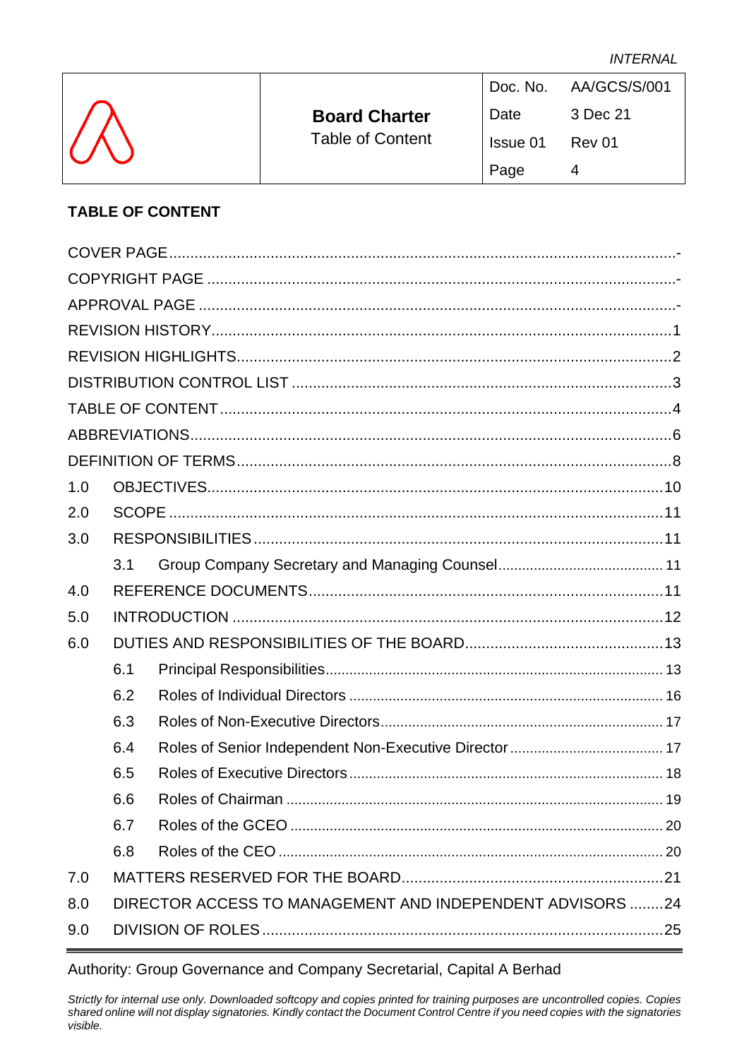## TABLE OF CONTENT

COVER PAGE .......................................................................................................................-
COPYRIGHT PAGE ..............................................................................................................-
APPROVAL PAGE ................................................................................................................-
REVISION HISTORY.............................................................................................................1
REVISION HIGHLIGHTS.......................................................................................................2
DISTRIBUTION CONTROL LIST .........................................................................................3
TABLE OF CONTENT ..........................................................................................................4
ABBREVIATIONS.................................................................................................................6
DEFINITION OF TERMS.......................................................................................................8

1.0 OBJECTIVES.................................................................................................10
2.0 SCOPE ...........................................................................................................11
3.0 RESPONSIBILITIES.......................................................................................11
  3.1 Group Company Secretary and Managing Counsel.................................... 11
4.0 REFERENCE DOCUMENTS..........................................................................11
5.0 INTRODUCTION ............................................................................................12
6.0 DUTIES AND RESPONSIBILITIES OF THE BOARD.....................................13
  6.1 Principal Responsibilities.............................................................................. 13
  6.2 Roles of Individual Directors ......................................................................... 16
  6.3 Roles of Non-Executive Directors.................................................................. 17
  6.4 Roles of Senior Independent Non-Executive Director .................................. 17
  6.5 Roles of Executive Directors.......................................................................... 18
  6.6 Roles of Chairman ......................................................................................... 19
  6.7 Roles of the GCEO ........................................................................................ 20
  6.8 Roles of the CEO ........................................................................................... 20
7.0 MATTERS RESERVED FOR THE BOARD....................................................21
8.0 DIRECTOR ACCESS TO MANAGEMENT AND INDEPENDENT ADVISORS ........24
9.0 DIVISION OF ROLES.....................................................................................25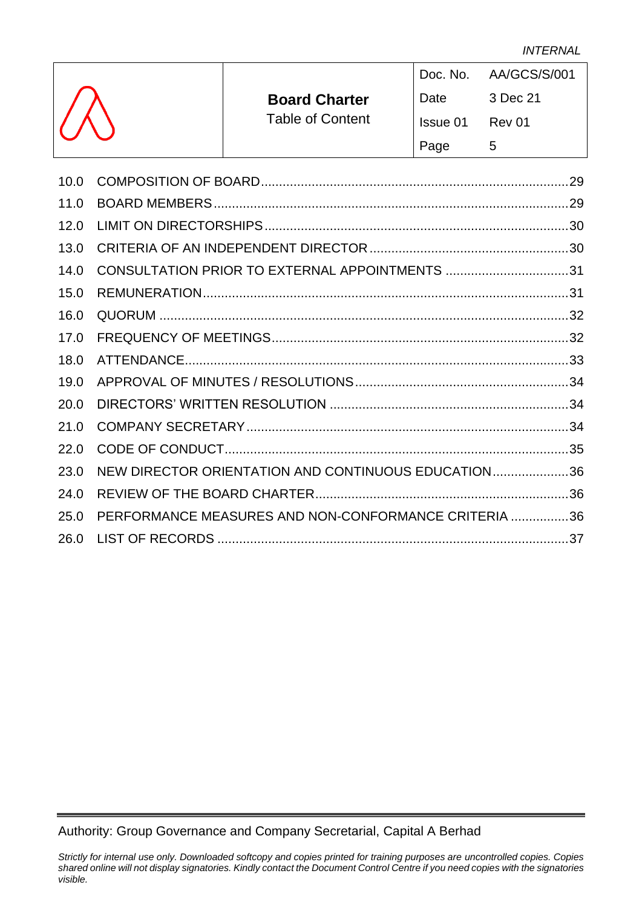| | | | |
|---|---|---|---|
| 10.0 | COMPOSITION OF BOARD | 29 |
| 11.0 | BOARD MEMBERS | 29 |
| 12.0 | LIMIT ON DIRECTORSHIPS | 30 |
| 13.0 | CRITERIA OF AN INDEPENDENT DIRECTOR | 30 |
| 14.0 | CONSULTATION PRIOR TO EXTERNAL APPOINTMENTS | 31 |
| 15.0 | REMUNERATION | 31 |
| 16.0 | QUORUM | 32 |
| 17.0 | FREQUENCY OF MEETINGS | 32 |
| 18.0 | ATTENDANCE | 33 |
| 19.0 | APPROVAL OF MINUTES / RESOLUTIONS | 34 |
| 20.0 | DIRECTORS' WRITTEN RESOLUTION | 34 |
| 21.0 | COMPANY SECRETARY | 34 |
| 22.0 | CODE OF CONDUCT | 35 |
| 23.0 | NEW DIRECTOR ORIENTATION AND CONTINUOUS EDUCATION | 36 |
| 24.0 | REVIEW OF THE BOARD CHARTER | 36 |
| 25.0 | PERFORMANCE MEASURES AND NON-CONFORMANCE CRITERIA | 36 |
| 26.0 | LIST OF RECORDS | 37 |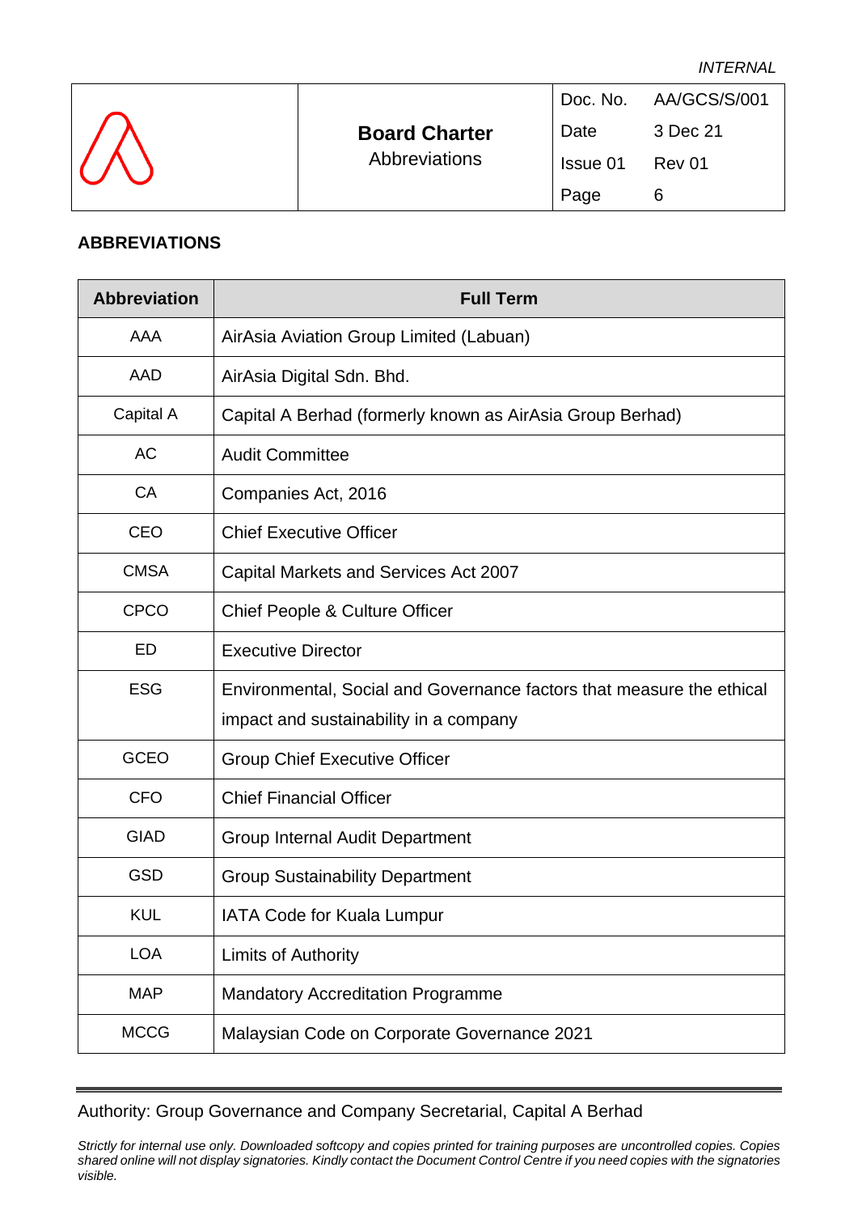## ABBREVIATIONS

| Abbreviation | Full Term |
|---|---|
| AAA | AirAsia Aviation Group Limited (Labuan) |
| AAD | AirAsia Digital Sdn. Bhd. |
| Capital A | Capital A Berhad (formerly known as AirAsia Group Berhad) |
| AC | Audit Committee |
| CA | Companies Act, 2016 |
| CEO | Chief Executive Officer |
| CMSA | Capital Markets and Services Act 2007 |
| CPCO | Chief People & Culture Officer |
| ED | Executive Director |
| ESG | Environmental, Social and Governance factors that measure the ethical impact and sustainability in a company |
| GCEO | Group Chief Executive Officer |
| CFO | Chief Financial Officer |
| GIAD | Group Internal Audit Department |
| GSD | Group Sustainability Department |
| KUL | IATA Code for Kuala Lumpur |
| LOA | Limits of Authority |
| MAP | Mandatory Accreditation Programme |
| MCCG | Malaysian Code on Corporate Governance 2021 |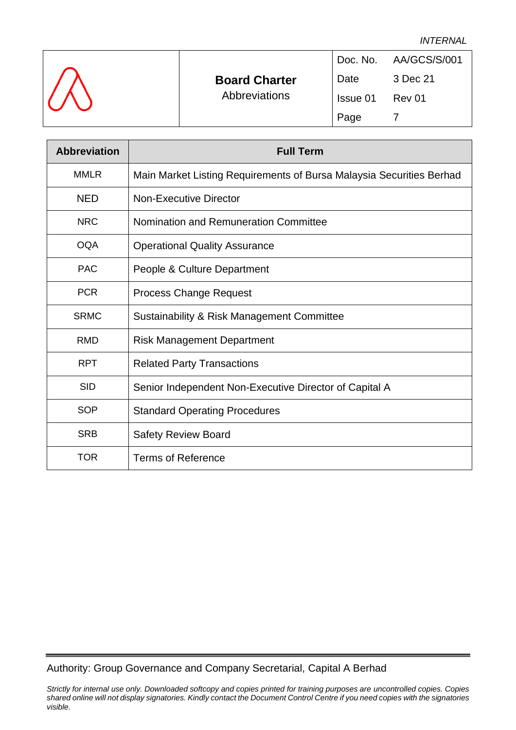| Abbreviation | Full Term |
|---|---|
| MMLR | Main Market Listing Requirements of Bursa Malaysia Securities Berhad |
| NED | Non-Executive Director |
| NRC | Nomination and Remuneration Committee |
| OQA | Operational Quality Assurance |
| PAC | People & Culture Department |
| PCR | Process Change Request |
| SRMC | Sustainability & Risk Management Committee |
| RMD | Risk Management Department |
| RPT | Related Party Transactions |
| SID | Senior Independent Non-Executive Director of Capital A |
| SOP | Standard Operating Procedures |
| SRB | Safety Review Board |
| TOR | Terms of Reference |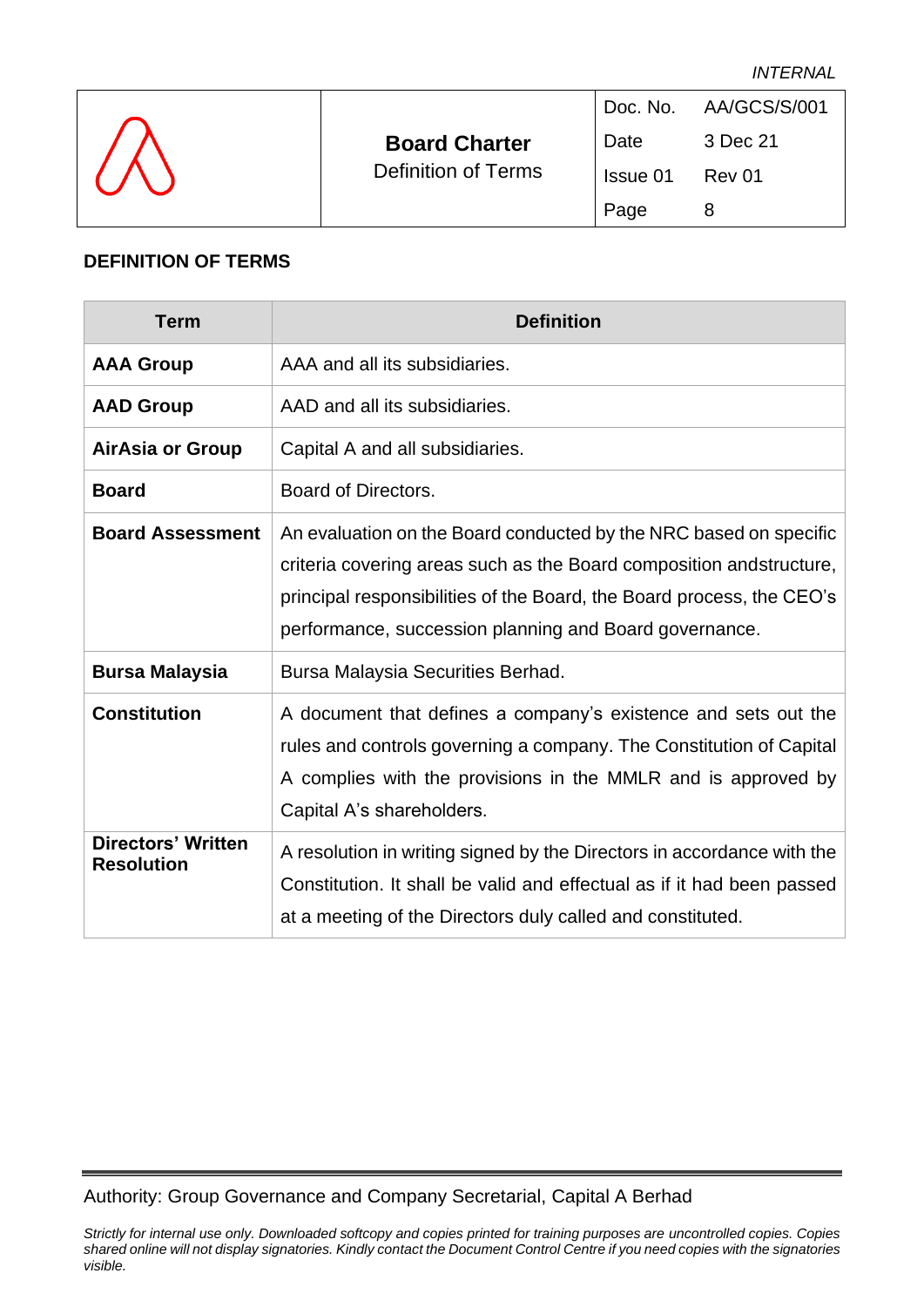## DEFINITION OF TERMS

| Term | Definition |
|---|---|
| **AAA Group** | AAA and all its subsidiaries. |
| **AAD Group** | AAD and all its subsidiaries. |
| **AirAsia or Group** | Capital A and all subsidiaries. |
| **Board** | Board of Directors. |
| **Board Assessment** | An evaluation on the Board conducted by the NRC based on specific criteria covering areas such as the Board composition andstructure, principal responsibilities of the Board, the Board process, the CEO's performance, succession planning and Board governance. |
| **Bursa Malaysia** | Bursa Malaysia Securities Berhad. |
| **Constitution** | A document that defines a company's existence and sets out the rules and controls governing a company. The Constitution of Capital A complies with the provisions in the MMLR and is approved by Capital A's shareholders. |
| **Directors' Written Resolution** | A resolution in writing signed by the Directors in accordance with the Constitution. It shall be valid and effectual as if it had been passed at a meeting of the Directors duly called and constituted. |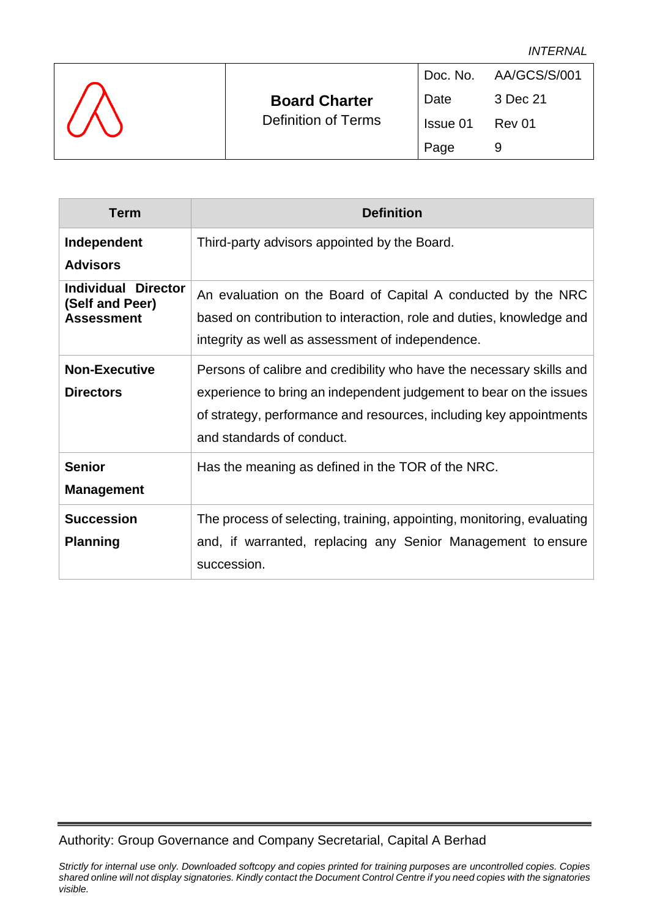| Term | Definition |
|---|---|
| **Independent Advisors** | Third-party advisors appointed by the Board. |
| **Individual Director (Self and Peer) Assessment** | An evaluation on the Board of Capital A conducted by the NRC based on contribution to interaction, role and duties, knowledge and integrity as well as assessment of independence. |
| **Non-Executive Directors** | Persons of calibre and credibility who have the necessary skills and experience to bring an independent judgement to bear on the issues of strategy, performance and resources, including key appointments and standards of conduct. |
| **Senior Management** | Has the meaning as defined in the TOR of the NRC. |
| **Succession Planning** | The process of selecting, training, appointing, monitoring, evaluating and, if warranted, replacing any Senior Management to ensure succession. |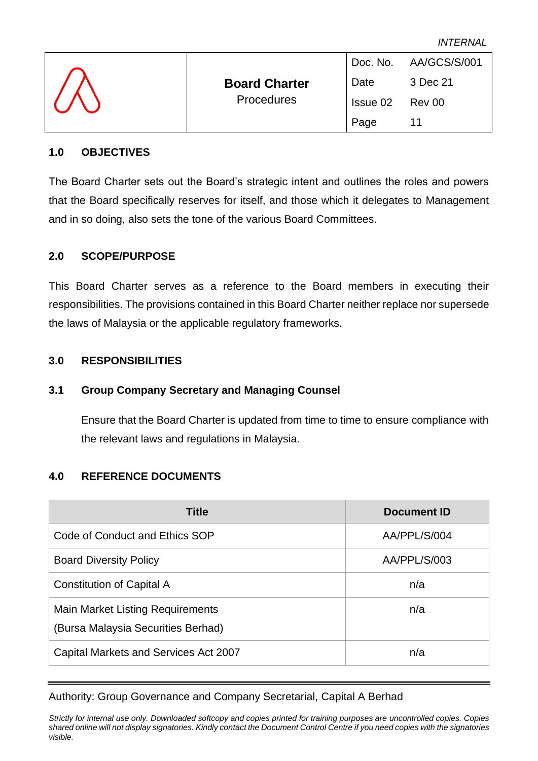## 1.0 OBJECTIVES

The Board Charter sets out the Board's strategic intent and outlines the roles and powers that the Board specifically reserves for itself, and those which it delegates to Management and in so doing, also sets the tone of the various Board Committees.

## 2.0 SCOPE/PURPOSE

This Board Charter serves as a reference to the Board members in executing their responsibilities. The provisions contained in this Board Charter neither replace nor supersede the laws of Malaysia or the applicable regulatory frameworks.

## 3.0 RESPONSIBILITIES

### 3.1 Group Company Secretary and Managing Counsel

Ensure that the Board Charter is updated from time to time to ensure compliance with the relevant laws and regulations in Malaysia.

## 4.0 REFERENCE DOCUMENTS

| Title | Document ID |
|---|---|
| Code of Conduct and Ethics SOP | AA/PPL/S/004 |
| Board Diversity Policy | AA/PPL/S/003 |
| Constitution of Capital A | n/a |
| Main Market Listing Requirements (Bursa Malaysia Securities Berhad) | n/a |
| Capital Markets and Services Act 2007 | n/a |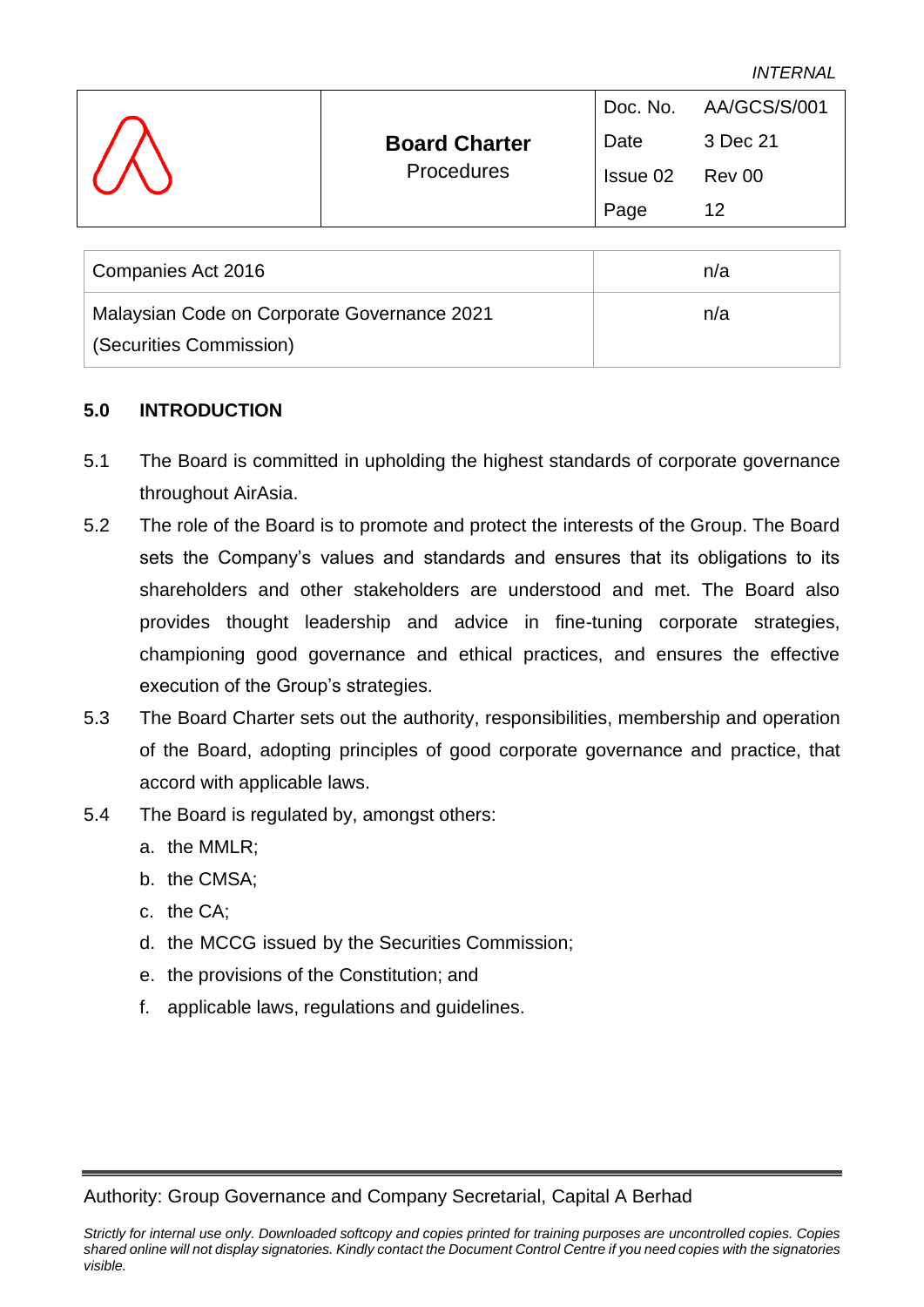| | |
|---|---|
| Companies Act 2016 | n/a |
| Malaysian Code on Corporate Governance 2021 (Securities Commission) | n/a |

## 5.0 INTRODUCTION

5.1 The Board is committed in upholding the highest standards of corporate governance throughout AirAsia.

5.2 The role of the Board is to promote and protect the interests of the Group. The Board sets the Company's values and standards and ensures that its obligations to its shareholders and other stakeholders are understood and met. The Board also provides thought leadership and advice in fine-tuning corporate strategies, championing good governance and ethical practices, and ensures the effective execution of the Group's strategies.

5.3 The Board Charter sets out the authority, responsibilities, membership and operation of the Board, adopting principles of good corporate governance and practice, that accord with applicable laws.

5.4 The Board is regulated by, amongst others:

a. the MMLR;
b. the CMSA;
c. the CA;
d. the MCCG issued by the Securities Commission;
e. the provisions of the Constitution; and
f. applicable laws, regulations and guidelines.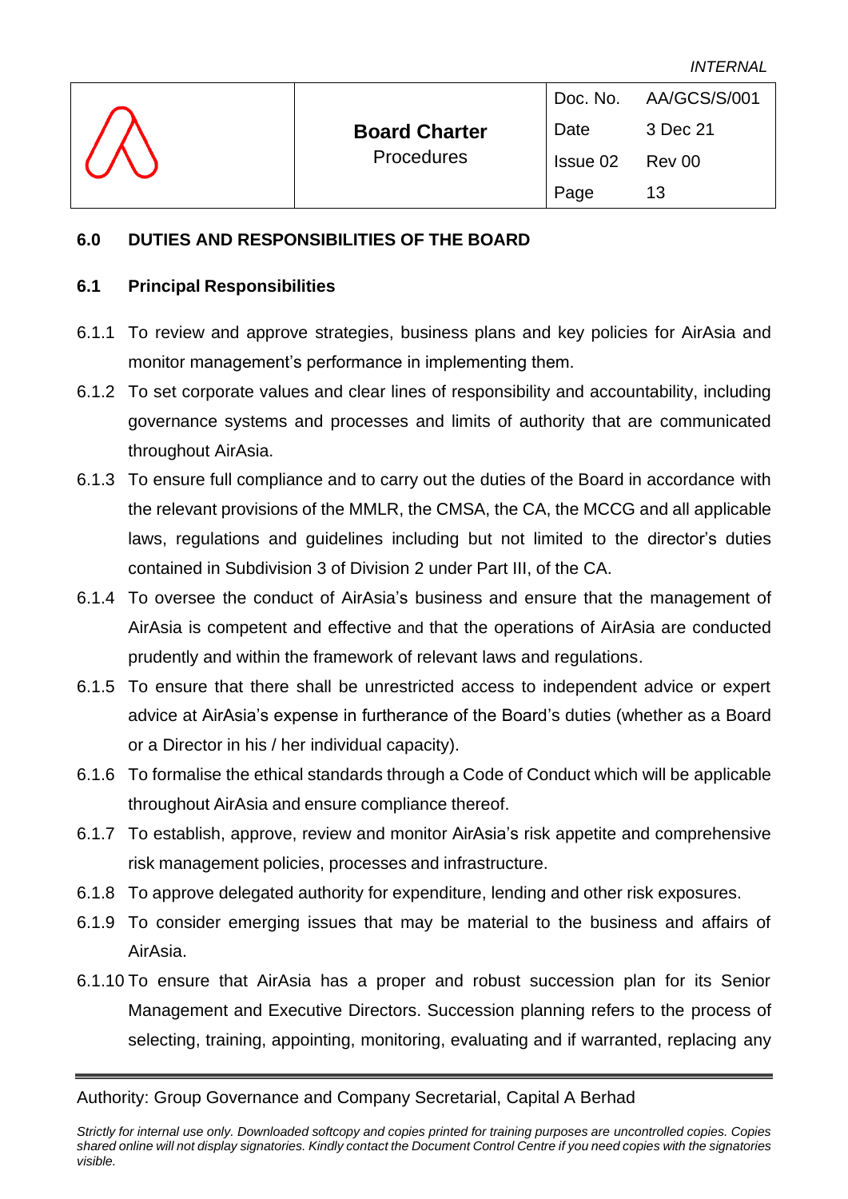## 6.0 DUTIES AND RESPONSIBILITIES OF THE BOARD

### 6.1 Principal Responsibilities

6.1.1 To review and approve strategies, business plans and key policies for AirAsia and monitor management's performance in implementing them.

6.1.2 To set corporate values and clear lines of responsibility and accountability, including governance systems and processes and limits of authority that are communicated throughout AirAsia.

6.1.3 To ensure full compliance and to carry out the duties of the Board in accordance with the relevant provisions of the MMLR, the CMSA, the CA, the MCCG and all applicable laws, regulations and guidelines including but not limited to the director's duties contained in Subdivision 3 of Division 2 under Part III, of the CA.

6.1.4 To oversee the conduct of AirAsia's business and ensure that the management of AirAsia is competent and effective and that the operations of AirAsia are conducted prudently and within the framework of relevant laws and regulations.

6.1.5 To ensure that there shall be unrestricted access to independent advice or expert advice at AirAsia's expense in furtherance of the Board's duties (whether as a Board or a Director in his / her individual capacity).

6.1.6 To formalise the ethical standards through a Code of Conduct which will be applicable throughout AirAsia and ensure compliance thereof.

6.1.7 To establish, approve, review and monitor AirAsia's risk appetite and comprehensive risk management policies, processes and infrastructure.

6.1.8 To approve delegated authority for expenditure, lending and other risk exposures.

6.1.9 To consider emerging issues that may be material to the business and affairs of AirAsia.

6.1.10 To ensure that AirAsia has a proper and robust succession plan for its Senior Management and Executive Directors. Succession planning refers to the process of selecting, training, appointing, monitoring, evaluating and if warranted, replacing any

Authority: Group Governance and Company Secretarial, Capital A Berhad

*Strictly for internal use only. Downloaded softcopy and copies printed for training purposes are uncontrolled copies. Copies shared online will not display signatories. Kindly contact the Document Control Centre if you need copies with the signatories visible.*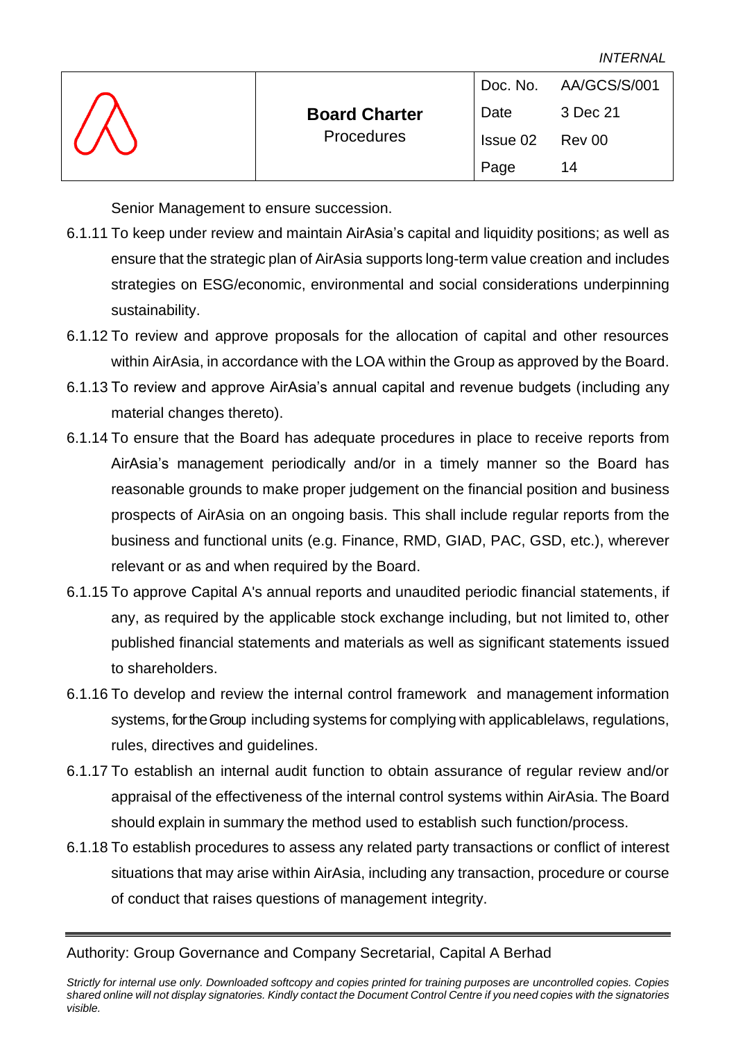Senior Management to ensure succession.

6.1.11 To keep under review and maintain AirAsia's capital and liquidity positions; as well as ensure that the strategic plan of AirAsia supports long-term value creation and includes strategies on ESG/economic, environmental and social considerations underpinning sustainability.

6.1.12 To review and approve proposals for the allocation of capital and other resources within AirAsia, in accordance with the LOA within the Group as approved by the Board.

6.1.13 To review and approve AirAsia's annual capital and revenue budgets (including any material changes thereto).

6.1.14 To ensure that the Board has adequate procedures in place to receive reports from AirAsia's management periodically and/or in a timely manner so the Board has reasonable grounds to make proper judgement on the financial position and business prospects of AirAsia on an ongoing basis. This shall include regular reports from the business and functional units (e.g. Finance, RMD, GIAD, PAC, GSD, etc.), wherever relevant or as and when required by the Board.

6.1.15 To approve Capital A's annual reports and unaudited periodic financial statements, if any, as required by the applicable stock exchange including, but not limited to, other published financial statements and materials as well as significant statements issued to shareholders.

6.1.16 To develop and review the internal control framework and management information systems, for the Group including systems for complying with applicablelaws, regulations, rules, directives and guidelines.

6.1.17 To establish an internal audit function to obtain assurance of regular review and/or appraisal of the effectiveness of the internal control systems within AirAsia. The Board should explain in summary the method used to establish such function/process.

6.1.18 To establish procedures to assess any related party transactions or conflict of interest situations that may arise within AirAsia, including any transaction, procedure or course of conduct that raises questions of management integrity.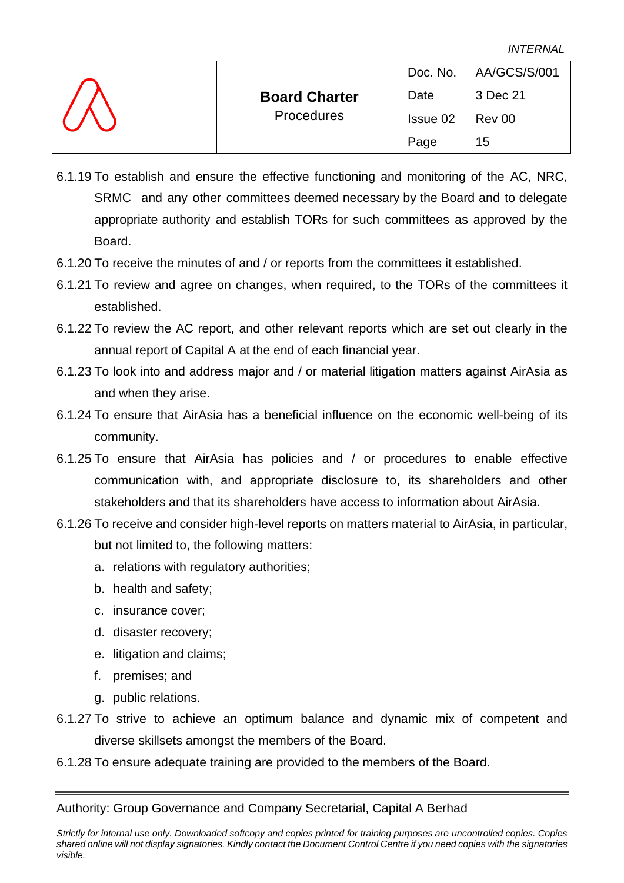6.1.19 To establish and ensure the effective functioning and monitoring of the AC, NRC, SRMC and any other committees deemed necessary by the Board and to delegate appropriate authority and establish TORs for such committees as approved by the Board.

6.1.20 To receive the minutes of and / or reports from the committees it established.

6.1.21 To review and agree on changes, when required, to the TORs of the committees it established.

6.1.22 To review the AC report, and other relevant reports which are set out clearly in the annual report of Capital A at the end of each financial year.

6.1.23 To look into and address major and / or material litigation matters against AirAsia as and when they arise.

6.1.24 To ensure that AirAsia has a beneficial influence on the economic well-being of its community.

6.1.25 To ensure that AirAsia has policies and / or procedures to enable effective communication with, and appropriate disclosure to, its shareholders and other stakeholders and that its shareholders have access to information about AirAsia.

6.1.26 To receive and consider high-level reports on matters material to AirAsia, in particular, but not limited to, the following matters:

a. relations with regulatory authorities;
b. health and safety;
c. insurance cover;
d. disaster recovery;
e. litigation and claims;
f. premises; and
g. public relations.

6.1.27 To strive to achieve an optimum balance and dynamic mix of competent and diverse skillsets amongst the members of the Board.

6.1.28 To ensure adequate training are provided to the members of the Board.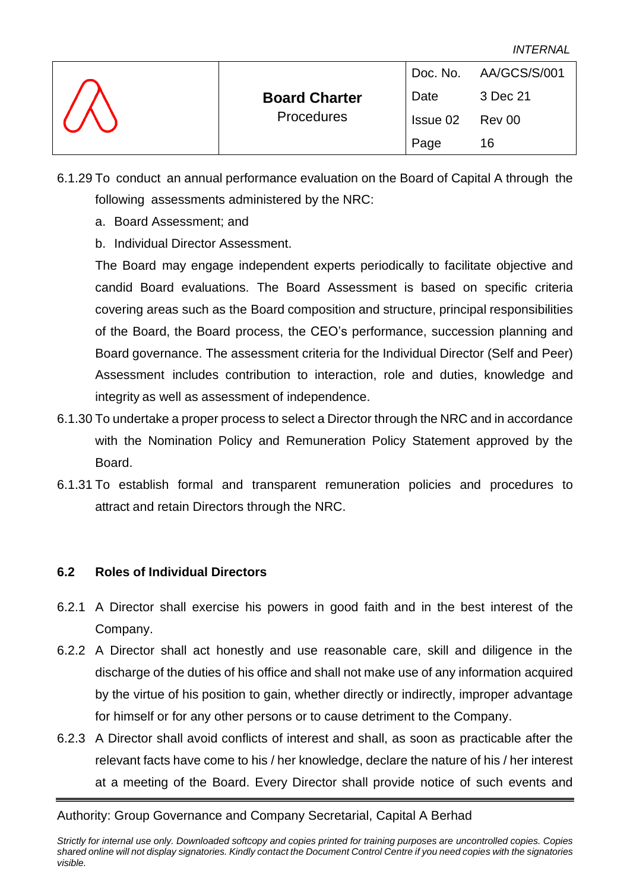6.1.29 To conduct an annual performance evaluation on the Board of Capital A through the following assessments administered by the NRC:

a. Board Assessment; and

b. Individual Director Assessment.

The Board may engage independent experts periodically to facilitate objective and candid Board evaluations. The Board Assessment is based on specific criteria covering areas such as the Board composition and structure, principal responsibilities of the Board, the Board process, the CEO's performance, succession planning and Board governance. The assessment criteria for the Individual Director (Self and Peer) Assessment includes contribution to interaction, role and duties, knowledge and integrity as well as assessment of independence.

6.1.30 To undertake a proper process to select a Director through the NRC and in accordance with the Nomination Policy and Remuneration Policy Statement approved by the Board.

6.1.31 To establish formal and transparent remuneration policies and procedures to attract and retain Directors through the NRC.

### 6.2 Roles of Individual Directors

6.2.1 A Director shall exercise his powers in good faith and in the best interest of the Company.

6.2.2 A Director shall act honestly and use reasonable care, skill and diligence in the discharge of the duties of his office and shall not make use of any information acquired by the virtue of his position to gain, whether directly or indirectly, improper advantage for himself or for any other persons or to cause detriment to the Company.

6.2.3 A Director shall avoid conflicts of interest and shall, as soon as practicable after the relevant facts have come to his / her knowledge, declare the nature of his / her interest at a meeting of the Board. Every Director shall provide notice of such events and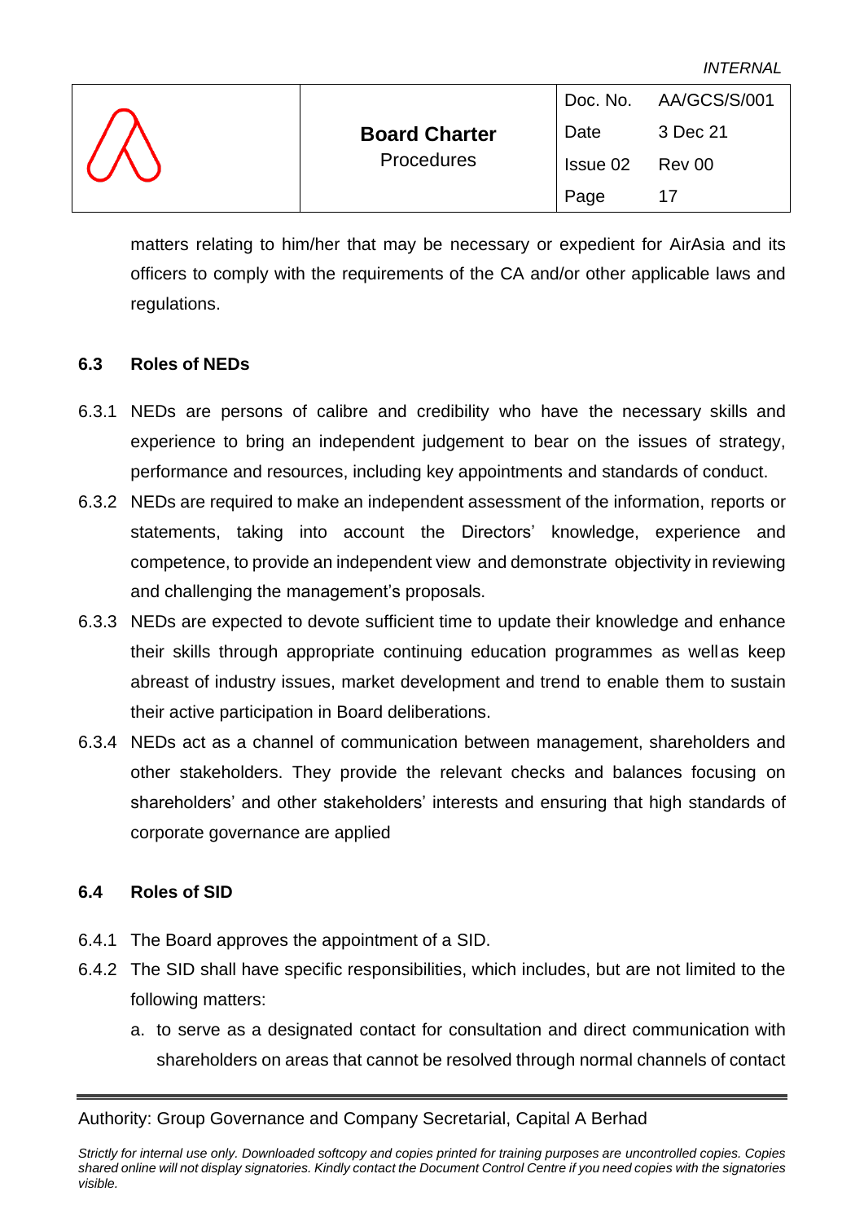matters relating to him/her that may be necessary or expedient for AirAsia and its officers to comply with the requirements of the CA and/or other applicable laws and regulations.

### 6.3 Roles of NEDs

6.3.1 NEDs are persons of calibre and credibility who have the necessary skills and experience to bring an independent judgement to bear on the issues of strategy, performance and resources, including key appointments and standards of conduct.

6.3.2 NEDs are required to make an independent assessment of the information, reports or statements, taking into account the Directors' knowledge, experience and competence, to provide an independent view and demonstrate objectivity in reviewing and challenging the management's proposals.

6.3.3 NEDs are expected to devote sufficient time to update their knowledge and enhance their skills through appropriate continuing education programmes as well as keep abreast of industry issues, market development and trend to enable them to sustain their active participation in Board deliberations.

6.3.4 NEDs act as a channel of communication between management, shareholders and other stakeholders. They provide the relevant checks and balances focusing on shareholders' and other stakeholders' interests and ensuring that high standards of corporate governance are applied

### 6.4 Roles of SID

6.4.1 The Board approves the appointment of a SID.

6.4.2 The SID shall have specific responsibilities, which includes, but are not limited to the following matters:

a. to serve as a designated contact for consultation and direct communication with shareholders on areas that cannot be resolved through normal channels of contact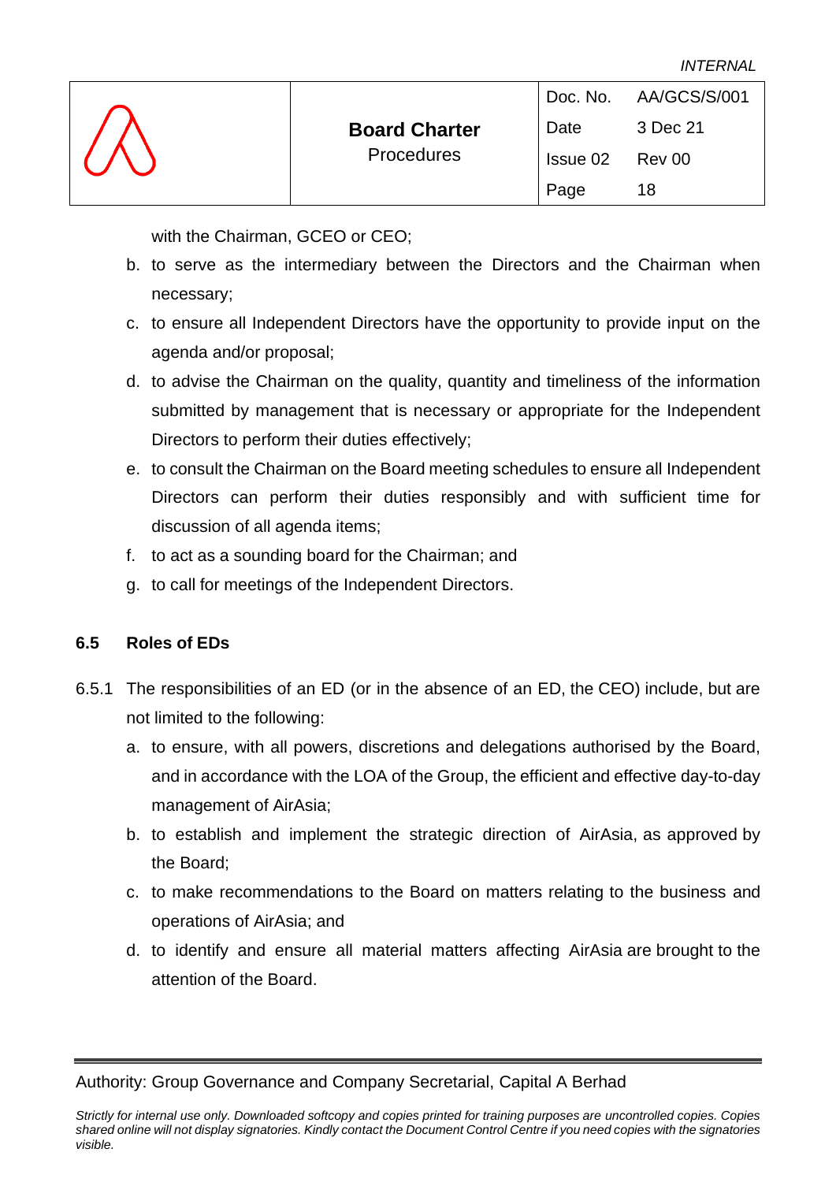with the Chairman, GCEO or CEO;

b. to serve as the intermediary between the Directors and the Chairman when necessary;

c. to ensure all Independent Directors have the opportunity to provide input on the agenda and/or proposal;

d. to advise the Chairman on the quality, quantity and timeliness of the information submitted by management that is necessary or appropriate for the Independent Directors to perform their duties effectively;

e. to consult the Chairman on the Board meeting schedules to ensure all Independent Directors can perform their duties responsibly and with sufficient time for discussion of all agenda items;

f. to act as a sounding board for the Chairman; and

g. to call for meetings of the Independent Directors.

### 6.5 Roles of EDs

6.5.1 The responsibilities of an ED (or in the absence of an ED, the CEO) include, but are not limited to the following:

a. to ensure, with all powers, discretions and delegations authorised by the Board, and in accordance with the LOA of the Group, the efficient and effective day-to-day management of AirAsia;

b. to establish and implement the strategic direction of AirAsia, as approved by the Board;

c. to make recommendations to the Board on matters relating to the business and operations of AirAsia; and

d. to identify and ensure all material matters affecting AirAsia are brought to the attention of the Board.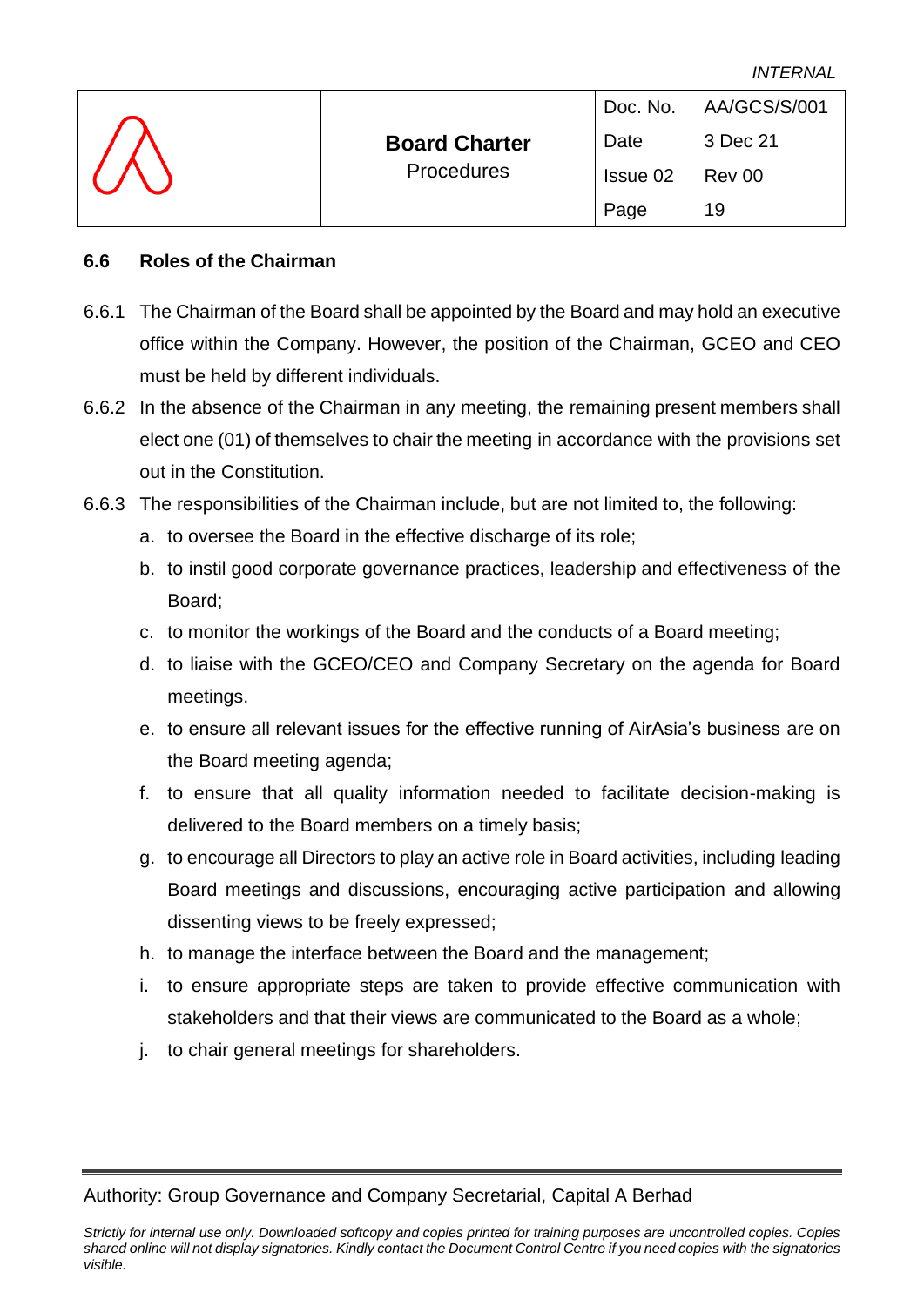### 6.6 Roles of the Chairman

6.6.1 The Chairman of the Board shall be appointed by the Board and may hold an executive office within the Company. However, the position of the Chairman, GCEO and CEO must be held by different individuals.

6.6.2 In the absence of the Chairman in any meeting, the remaining present members shall elect one (01) of themselves to chair the meeting in accordance with the provisions set out in the Constitution.

6.6.3 The responsibilities of the Chairman include, but are not limited to, the following:

a. to oversee the Board in the effective discharge of its role;
b. to instil good corporate governance practices, leadership and effectiveness of the Board;
c. to monitor the workings of the Board and the conducts of a Board meeting;
d. to liaise with the GCEO/CEO and Company Secretary on the agenda for Board meetings.
e. to ensure all relevant issues for the effective running of AirAsia's business are on the Board meeting agenda;
f. to ensure that all quality information needed to facilitate decision-making is delivered to the Board members on a timely basis;
g. to encourage all Directors to play an active role in Board activities, including leading Board meetings and discussions, encouraging active participation and allowing dissenting views to be freely expressed;
h. to manage the interface between the Board and the management;
i. to ensure appropriate steps are taken to provide effective communication with stakeholders and that their views are communicated to the Board as a whole;
j. to chair general meetings for shareholders.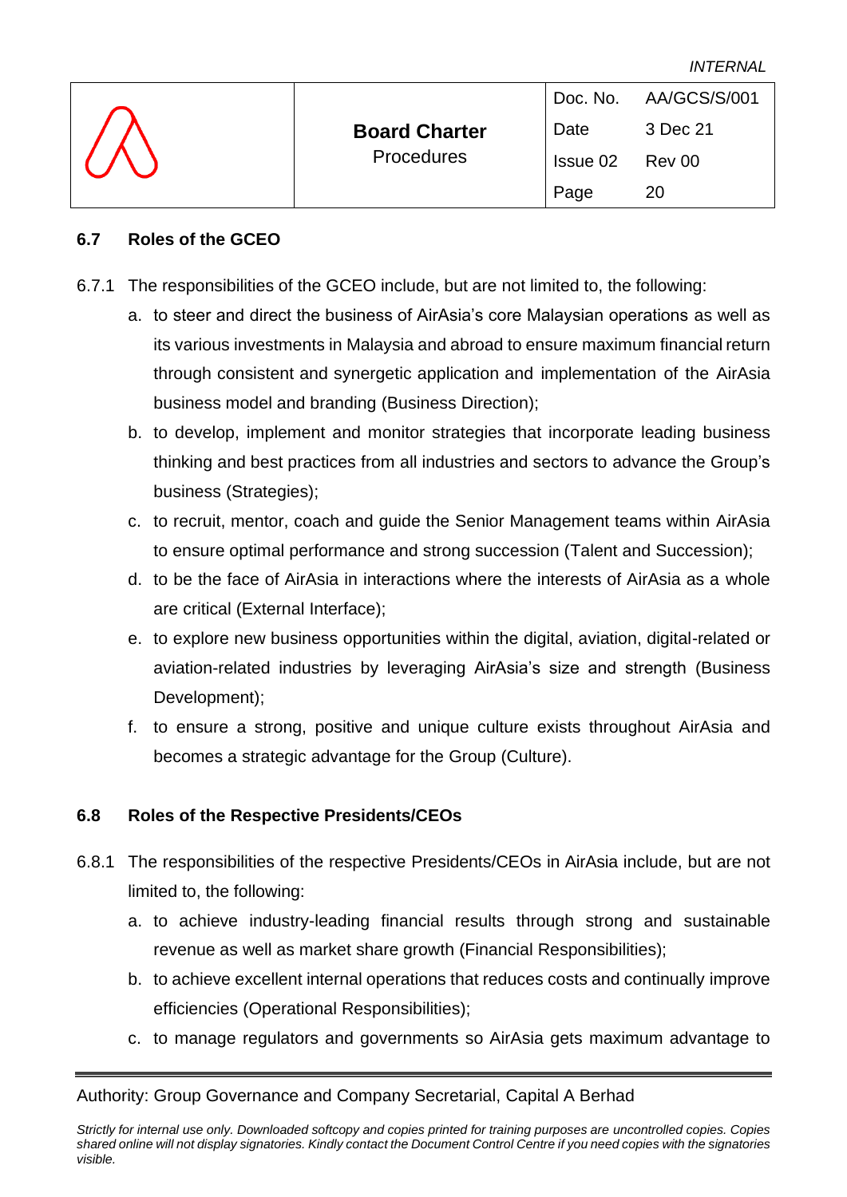### 6.7 Roles of the GCEO

6.7.1 The responsibilities of the GCEO include, but are not limited to, the following:

a. to steer and direct the business of AirAsia's core Malaysian operations as well as its various investments in Malaysia and abroad to ensure maximum financial return through consistent and synergetic application and implementation of the AirAsia business model and branding (Business Direction);

b. to develop, implement and monitor strategies that incorporate leading business thinking and best practices from all industries and sectors to advance the Group's business (Strategies);

c. to recruit, mentor, coach and guide the Senior Management teams within AirAsia to ensure optimal performance and strong succession (Talent and Succession);

d. to be the face of AirAsia in interactions where the interests of AirAsia as a whole are critical (External Interface);

e. to explore new business opportunities within the digital, aviation, digital-related or aviation-related industries by leveraging AirAsia's size and strength (Business Development);

f. to ensure a strong, positive and unique culture exists throughout AirAsia and becomes a strategic advantage for the Group (Culture).

### 6.8 Roles of the Respective Presidents/CEOs

6.8.1 The responsibilities of the respective Presidents/CEOs in AirAsia include, but are not limited to, the following:

a. to achieve industry-leading financial results through strong and sustainable revenue as well as market share growth (Financial Responsibilities);

b. to achieve excellent internal operations that reduces costs and continually improve efficiencies (Operational Responsibilities);

c. to manage regulators and governments so AirAsia gets maximum advantage to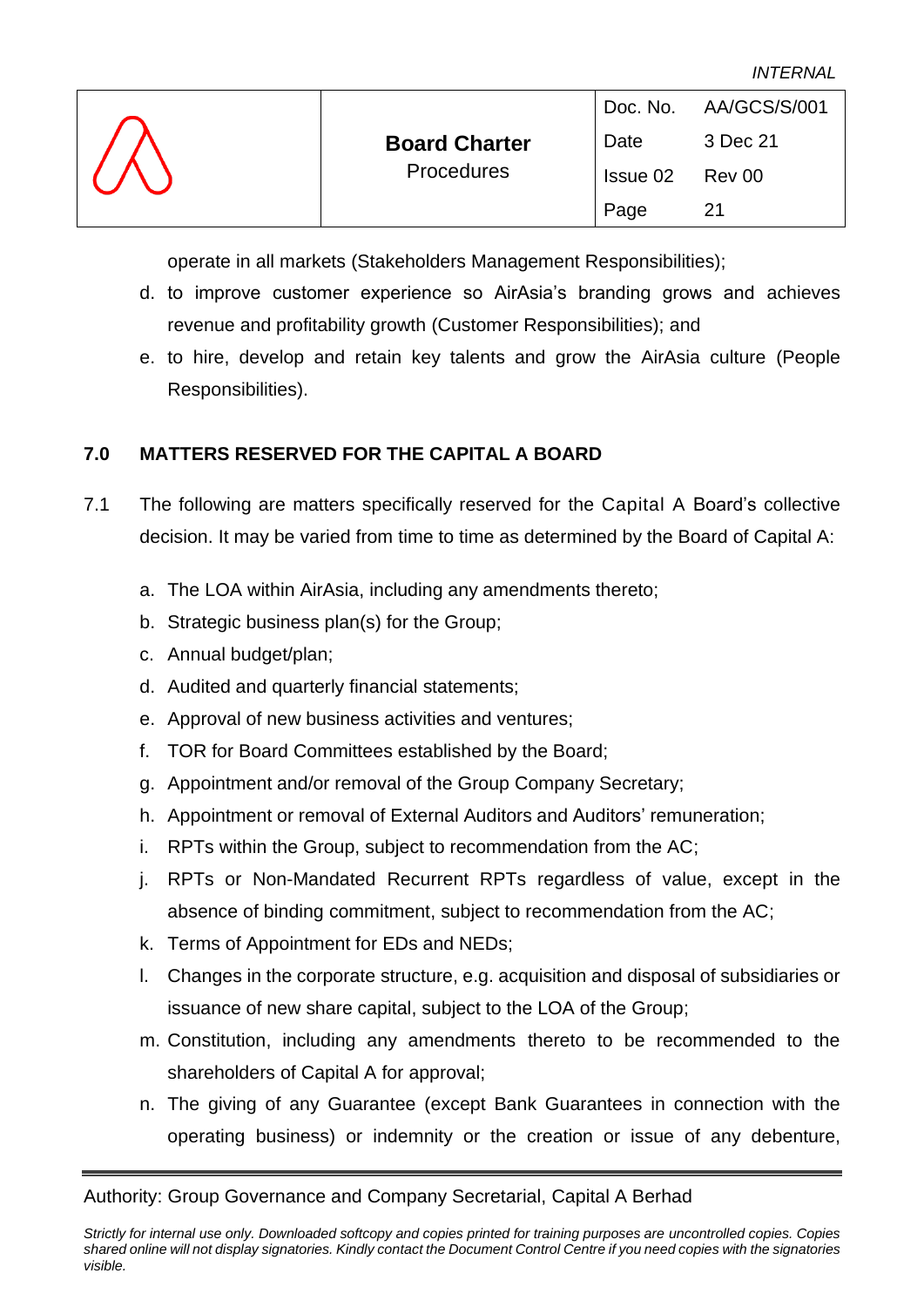operate in all markets (Stakeholders Management Responsibilities);

d. to improve customer experience so AirAsia's branding grows and achieves revenue and profitability growth (Customer Responsibilities); and
e. to hire, develop and retain key talents and grow the AirAsia culture (People Responsibilities).

## 7.0 MATTERS RESERVED FOR THE CAPITAL A BOARD

7.1 The following are matters specifically reserved for the Capital A Board's collective decision. It may be varied from time to time as determined by the Board of Capital A:

a. The LOA within AirAsia, including any amendments thereto;
b. Strategic business plan(s) for the Group;
c. Annual budget/plan;
d. Audited and quarterly financial statements;
e. Approval of new business activities and ventures;
f. TOR for Board Committees established by the Board;
g. Appointment and/or removal of the Group Company Secretary;
h. Appointment or removal of External Auditors and Auditors' remuneration;
i. RPTs within the Group, subject to recommendation from the AC;
j. RPTs or Non-Mandated Recurrent RPTs regardless of value, except in the absence of binding commitment, subject to recommendation from the AC;
k. Terms of Appointment for EDs and NEDs;
l. Changes in the corporate structure, e.g. acquisition and disposal of subsidiaries or issuance of new share capital, subject to the LOA of the Group;
m. Constitution, including any amendments thereto to be recommended to the shareholders of Capital A for approval;
n. The giving of any Guarantee (except Bank Guarantees in connection with the operating business) or indemnity or the creation or issue of any debenture,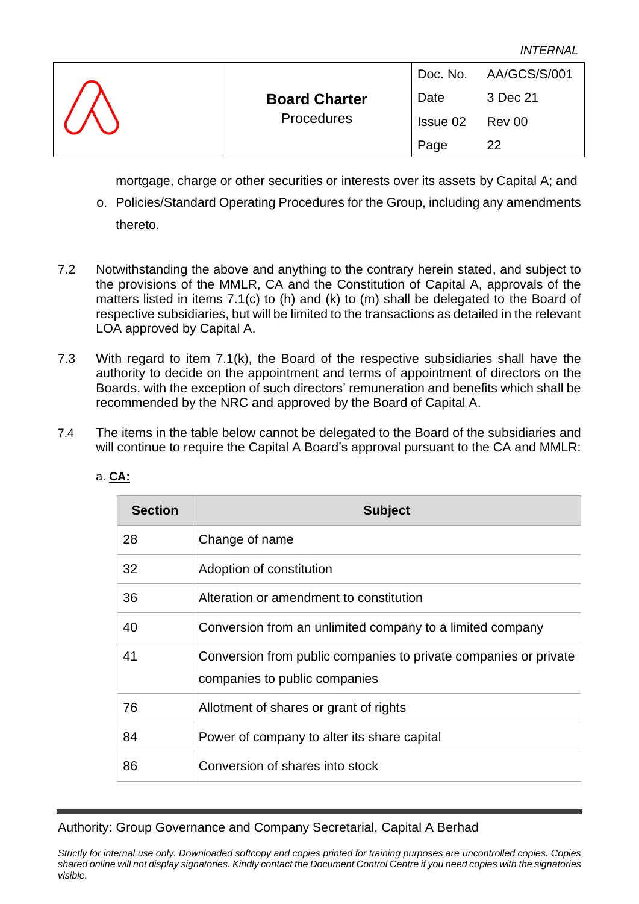mortgage, charge or other securities or interests over its assets by Capital A; and

o. Policies/Standard Operating Procedures for the Group, including any amendments thereto.

7.2 Notwithstanding the above and anything to the contrary herein stated, and subject to the provisions of the MMLR, CA and the Constitution of Capital A, approvals of the matters listed in items 7.1(c) to (h) and (k) to (m) shall be delegated to the Board of respective subsidiaries, but will be limited to the transactions as detailed in the relevant LOA approved by Capital A.

7.3 With regard to item 7.1(k), the Board of the respective subsidiaries shall have the authority to decide on the appointment and terms of appointment of directors on the Boards, with the exception of such directors' remuneration and benefits which shall be recommended by the NRC and approved by the Board of Capital A.

7.4 The items in the table below cannot be delegated to the Board of the subsidiaries and will continue to require the Capital A Board's approval pursuant to the CA and MMLR:

a. **CA:**

| Section | Subject |
|---|---|
| 28 | Change of name |
| 32 | Adoption of constitution |
| 36 | Alteration or amendment to constitution |
| 40 | Conversion from an unlimited company to a limited company |
| 41 | Conversion from public companies to private companies or private companies to public companies |
| 76 | Allotment of shares or grant of rights |
| 84 | Power of company to alter its share capital |
| 86 | Conversion of shares into stock |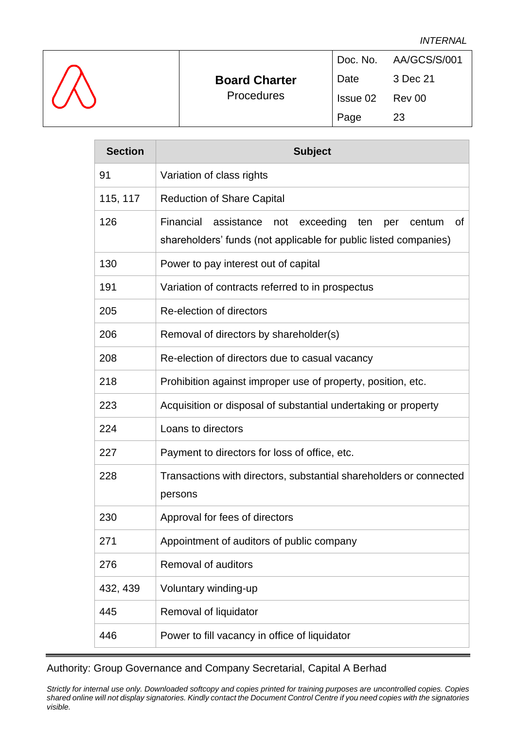| Section | Subject |
| --- | --- |
| 91 | Variation of class rights |
| 115, 117 | Reduction of Share Capital |
| 126 | Financial assistance not exceeding ten per centum of shareholders' funds (not applicable for public listed companies) |
| 130 | Power to pay interest out of capital |
| 191 | Variation of contracts referred to in prospectus |
| 205 | Re-election of directors |
| 206 | Removal of directors by shareholder(s) |
| 208 | Re-election of directors due to casual vacancy |
| 218 | Prohibition against improper use of property, position, etc. |
| 223 | Acquisition or disposal of substantial undertaking or property |
| 224 | Loans to directors |
| 227 | Payment to directors for loss of office, etc. |
| 228 | Transactions with directors, substantial shareholders or connected persons |
| 230 | Approval for fees of directors |
| 271 | Appointment of auditors of public company |
| 276 | Removal of auditors |
| 432, 439 | Voluntary winding-up |
| 445 | Removal of liquidator |
| 446 | Power to fill vacancy in office of liquidator |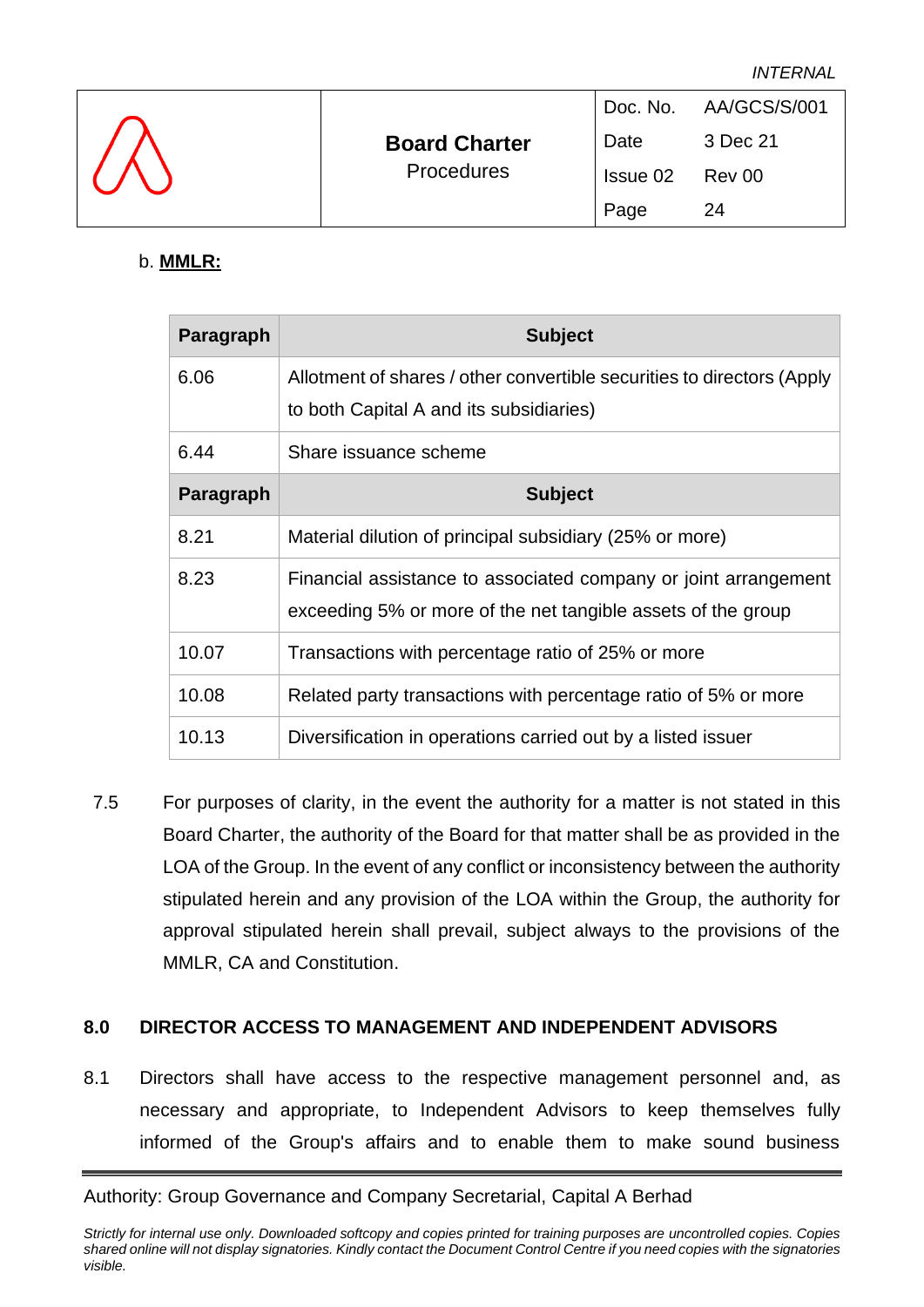b. **MMLR:**

| Paragraph | Subject |
|---|---|
| 6.06 | Allotment of shares / other convertible securities to directors (Apply to both Capital A and its subsidiaries) |
| 6.44 | Share issuance scheme |
| **Paragraph** | **Subject** |
| 8.21 | Material dilution of principal subsidiary (25% or more) |
| 8.23 | Financial assistance to associated company or joint arrangement exceeding 5% or more of the net tangible assets of the group |
| 10.07 | Transactions with percentage ratio of 25% or more |
| 10.08 | Related party transactions with percentage ratio of 5% or more |
| 10.13 | Diversification in operations carried out by a listed issuer |

7.5 For purposes of clarity, in the event the authority for a matter is not stated in this Board Charter, the authority of the Board for that matter shall be as provided in the LOA of the Group. In the event of any conflict or inconsistency between the authority stipulated herein and any provision of the LOA within the Group, the authority for approval stipulated herein shall prevail, subject always to the provisions of the MMLR, CA and Constitution.

## 8.0 DIRECTOR ACCESS TO MANAGEMENT AND INDEPENDENT ADVISORS

8.1 Directors shall have access to the respective management personnel and, as necessary and appropriate, to Independent Advisors to keep themselves fully informed of the Group's affairs and to enable them to make sound business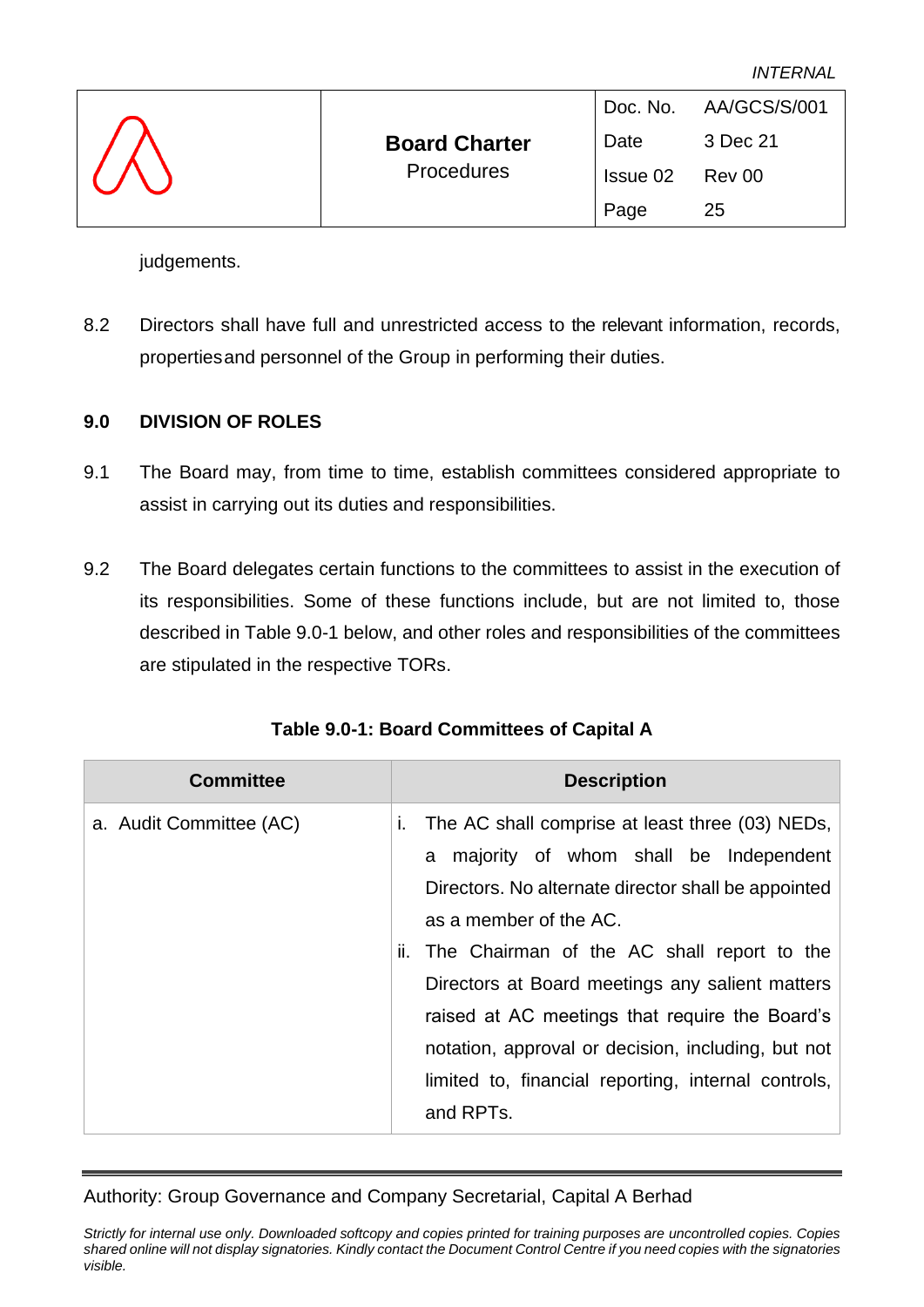judgements.

8.2 Directors shall have full and unrestricted access to the relevant information, records, properties and personnel of the Group in performing their duties.

## 9.0 DIVISION OF ROLES

9.1 The Board may, from time to time, establish committees considered appropriate to assist in carrying out its duties and responsibilities.

9.2 The Board delegates certain functions to the committees to assist in the execution of its responsibilities. Some of these functions include, but are not limited to, those described in Table 9.0-1 below, and other roles and responsibilities of the committees are stipulated in the respective TORs.

**Table 9.0-1: Board Committees of Capital A**

| Committee | Description |
|---|---|
| a. Audit Committee (AC) | i. The AC shall comprise at least three (03) NEDs, a majority of whom shall be Independent Directors. No alternate director shall be appointed as a member of the AC.<br>ii. The Chairman of the AC shall report to the Directors at Board meetings any salient matters raised at AC meetings that require the Board's notation, approval or decision, including, but not limited to, financial reporting, internal controls, and RPTs. |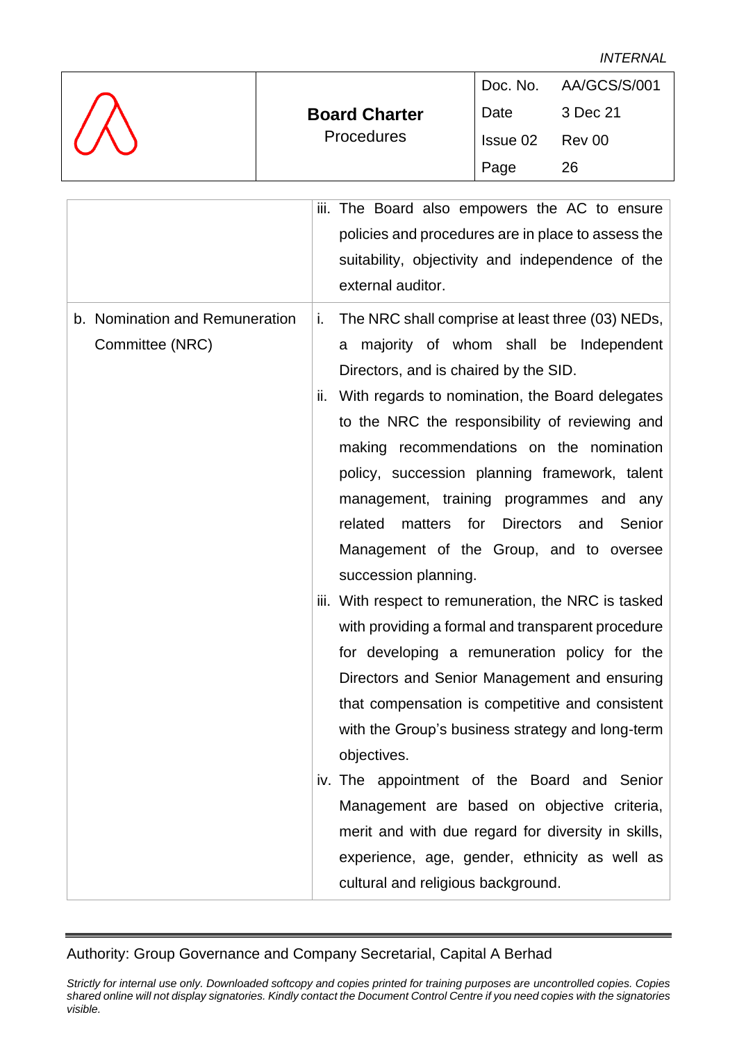| | |
|---|---|
| | iii. The Board also empowers the AC to ensure policies and procedures are in place to assess the suitability, objectivity and independence of the external auditor. |
| b. Nomination and Remuneration Committee (NRC) | i. The NRC shall comprise at least three (03) NEDs, a majority of whom shall be Independent Directors, and is chaired by the SID.<br>ii. With regards to nomination, the Board delegates to the NRC the responsibility of reviewing and making recommendations on the nomination policy, succession planning framework, talent management, training programmes and any related matters for Directors and Senior Management of the Group, and to oversee succession planning.<br>iii. With respect to remuneration, the NRC is tasked with providing a formal and transparent procedure for developing a remuneration policy for the Directors and Senior Management and ensuring that compensation is competitive and consistent with the Group's business strategy and long-term objectives.<br>iv. The appointment of the Board and Senior Management are based on objective criteria, merit and with due regard for diversity in skills, experience, age, gender, ethnicity as well as cultural and religious background. |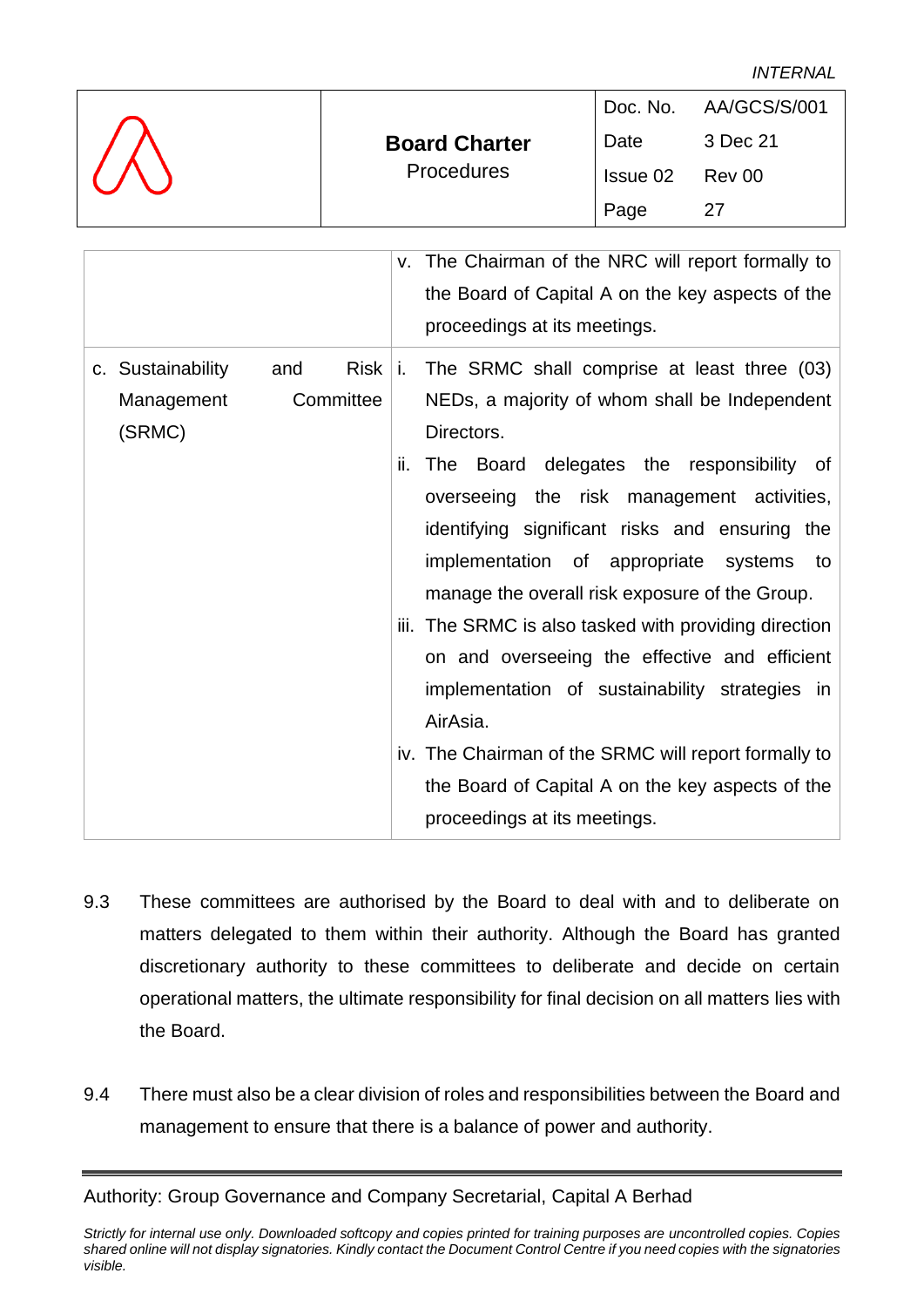| | |
|---|---|
| | v. The Chairman of the NRC will report formally to the Board of Capital A on the key aspects of the proceedings at its meetings. |
| c. Sustainability and Risk Management Committee (SRMC) | i. The SRMC shall comprise at least three (03) NEDs, a majority of whom shall be Independent Directors.<br>ii. The Board delegates the responsibility of overseeing the risk management activities, identifying significant risks and ensuring the implementation of appropriate systems to manage the overall risk exposure of the Group.<br>iii. The SRMC is also tasked with providing direction on and overseeing the effective and efficient implementation of sustainability strategies in AirAsia.<br>iv. The Chairman of the SRMC will report formally to the Board of Capital A on the key aspects of the proceedings at its meetings. |

9.3 These committees are authorised by the Board to deal with and to deliberate on matters delegated to them within their authority. Although the Board has granted discretionary authority to these committees to deliberate and decide on certain operational matters, the ultimate responsibility for final decision on all matters lies with the Board.

9.4 There must also be a clear division of roles and responsibilities between the Board and management to ensure that there is a balance of power and authority.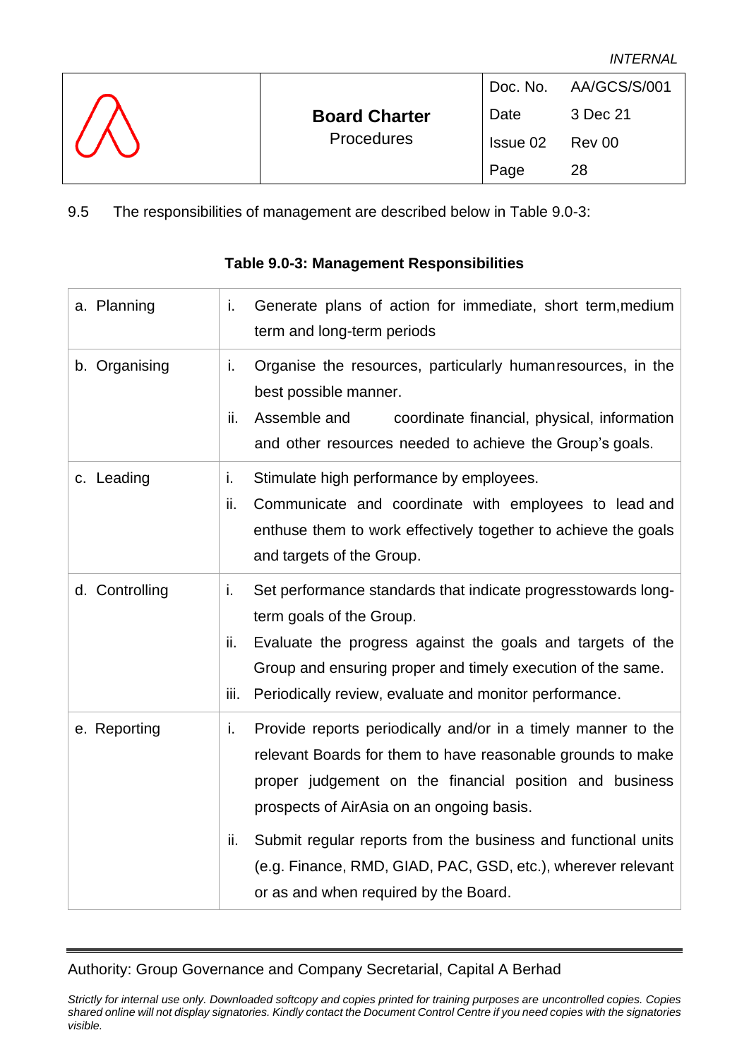9.5 The responsibilities of management are described below in Table 9.0-3:

**Table 9.0-3: Management Responsibilities**

| | |
|---|---|
| a. Planning | i. Generate plans of action for immediate, short term,medium term and long-term periods |
| b. Organising | i. Organise the resources, particularly humanresources, in the best possible manner.<br>ii. Assemble and coordinate financial, physical, information and other resources needed to achieve the Group's goals. |
| c. Leading | i. Stimulate high performance by employees.<br>ii. Communicate and coordinate with employees to lead and enthuse them to work effectively together to achieve the goals and targets of the Group. |
| d. Controlling | i. Set performance standards that indicate progresstowards long-term goals of the Group.<br>ii. Evaluate the progress against the goals and targets of the Group and ensuring proper and timely execution of the same.<br>iii. Periodically review, evaluate and monitor performance. |
| e. Reporting | i. Provide reports periodically and/or in a timely manner to the relevant Boards for them to have reasonable grounds to make proper judgement on the financial position and business prospects of AirAsia on an ongoing basis.<br>ii. Submit regular reports from the business and functional units (e.g. Finance, RMD, GIAD, PAC, GSD, etc.), wherever relevant or as and when required by the Board. |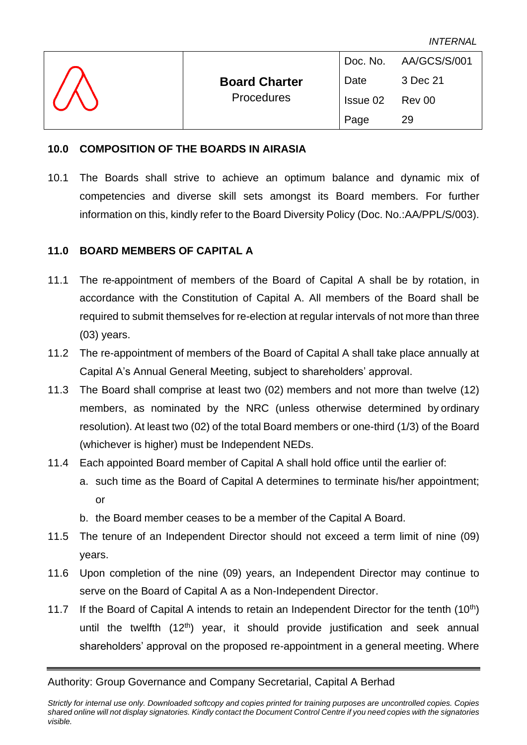## 10.0 COMPOSITION OF THE BOARDS IN AIRASIA

10.1 The Boards shall strive to achieve an optimum balance and dynamic mix of competencies and diverse skill sets amongst its Board members. For further information on this, kindly refer to the Board Diversity Policy (Doc. No.:AA/PPL/S/003).

## 11.0 BOARD MEMBERS OF CAPITAL A

11.1 The re-appointment of members of the Board of Capital A shall be by rotation, in accordance with the Constitution of Capital A. All members of the Board shall be required to submit themselves for re-election at regular intervals of not more than three (03) years.

11.2 The re-appointment of members of the Board of Capital A shall take place annually at Capital A's Annual General Meeting, subject to shareholders' approval.

11.3 The Board shall comprise at least two (02) members and not more than twelve (12) members, as nominated by the NRC (unless otherwise determined by ordinary resolution). At least two (02) of the total Board members or one-third (1/3) of the Board (whichever is higher) must be Independent NEDs.

11.4 Each appointed Board member of Capital A shall hold office until the earlier of:

a. such time as the Board of Capital A determines to terminate his/her appointment; or
b. the Board member ceases to be a member of the Capital A Board.

11.5 The tenure of an Independent Director should not exceed a term limit of nine (09) years.

11.6 Upon completion of the nine (09) years, an Independent Director may continue to serve on the Board of Capital A as a Non-Independent Director.

11.7 If the Board of Capital A intends to retain an Independent Director for the tenth (10th) until the twelfth (12th) year, it should provide justification and seek annual shareholders' approval on the proposed re-appointment in a general meeting. Where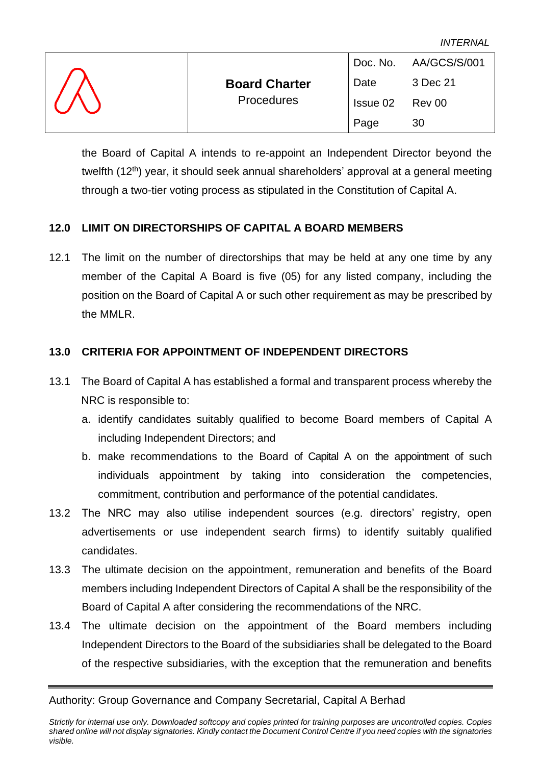the Board of Capital A intends to re-appoint an Independent Director beyond the twelfth ($12^{th}$) year, it should seek annual shareholders' approval at a general meeting through a two-tier voting process as stipulated in the Constitution of Capital A.

## 12.0 LIMIT ON DIRECTORSHIPS OF CAPITAL A BOARD MEMBERS

12.1 The limit on the number of directorships that may be held at any one time by any member of the Capital A Board is five (05) for any listed company, including the position on the Board of Capital A or such other requirement as may be prescribed by the MMLR.

## 13.0 CRITERIA FOR APPOINTMENT OF INDEPENDENT DIRECTORS

13.1 The Board of Capital A has established a formal and transparent process whereby the NRC is responsible to:

a. identify candidates suitably qualified to become Board members of Capital A including Independent Directors; and

b. make recommendations to the Board of Capital A on the appointment of such individuals appointment by taking into consideration the competencies, commitment, contribution and performance of the potential candidates.

13.2 The NRC may also utilise independent sources (e.g. directors' registry, open advertisements or use independent search firms) to identify suitably qualified candidates.

13.3 The ultimate decision on the appointment, remuneration and benefits of the Board members including Independent Directors of Capital A shall be the responsibility of the Board of Capital A after considering the recommendations of the NRC.

13.4 The ultimate decision on the appointment of the Board members including Independent Directors to the Board of the subsidiaries shall be delegated to the Board of the respective subsidiaries, with the exception that the remuneration and benefits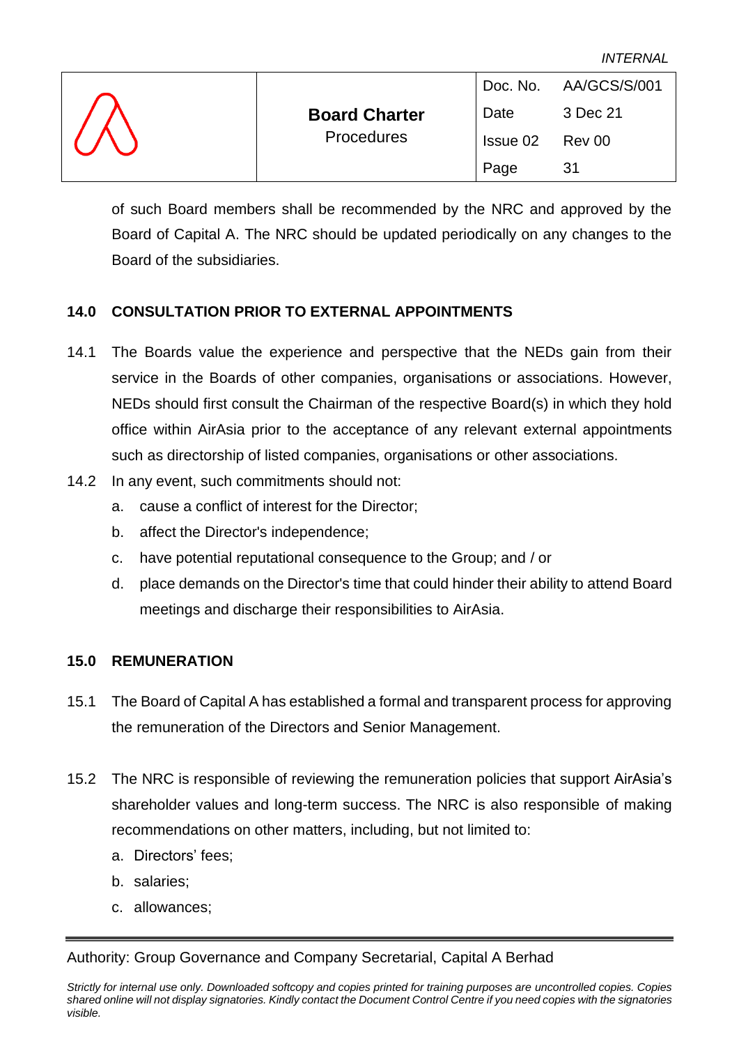of such Board members shall be recommended by the NRC and approved by the Board of Capital A. The NRC should be updated periodically on any changes to the Board of the subsidiaries.

## 14.0 CONSULTATION PRIOR TO EXTERNAL APPOINTMENTS

14.1 The Boards value the experience and perspective that the NEDs gain from their service in the Boards of other companies, organisations or associations. However, NEDs should first consult the Chairman of the respective Board(s) in which they hold office within AirAsia prior to the acceptance of any relevant external appointments such as directorship of listed companies, organisations or other associations.

14.2 In any event, such commitments should not:

a. cause a conflict of interest for the Director;
b. affect the Director's independence;
c. have potential reputational consequence to the Group; and / or
d. place demands on the Director's time that could hinder their ability to attend Board meetings and discharge their responsibilities to AirAsia.

## 15.0 REMUNERATION

15.1 The Board of Capital A has established a formal and transparent process for approving the remuneration of the Directors and Senior Management.

15.2 The NRC is responsible of reviewing the remuneration policies that support AirAsia's shareholder values and long-term success. The NRC is also responsible of making recommendations on other matters, including, but not limited to:

a. Directors' fees;
b. salaries;
c. allowances;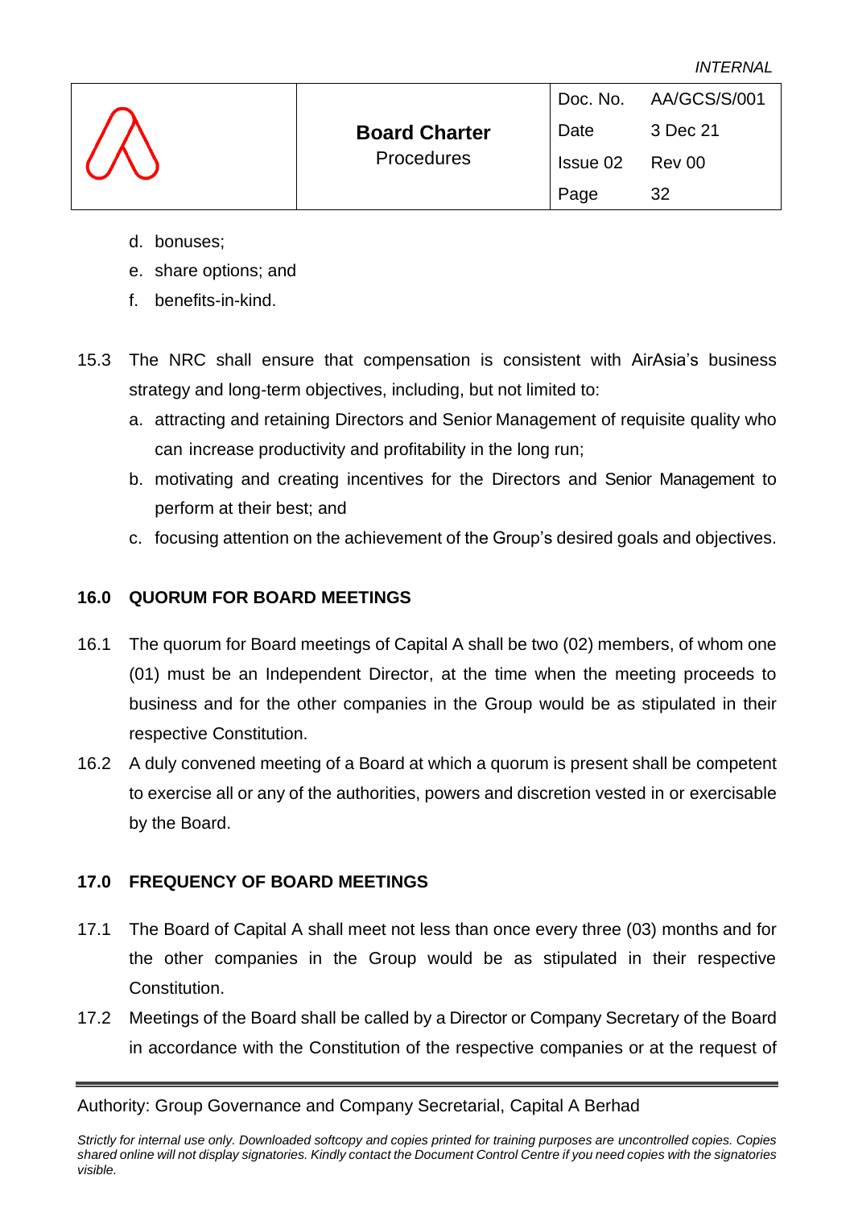d. bonuses;
e. share options; and
f. benefits-in-kind.

15.3 The NRC shall ensure that compensation is consistent with AirAsia's business strategy and long-term objectives, including, but not limited to:

a. attracting and retaining Directors and Senior Management of requisite quality who can increase productivity and profitability in the long run;
b. motivating and creating incentives for the Directors and Senior Management to perform at their best; and
c. focusing attention on the achievement of the Group's desired goals and objectives.

## 16.0 QUORUM FOR BOARD MEETINGS

16.1 The quorum for Board meetings of Capital A shall be two (02) members, of whom one (01) must be an Independent Director, at the time when the meeting proceeds to business and for the other companies in the Group would be as stipulated in their respective Constitution.

16.2 A duly convened meeting of a Board at which a quorum is present shall be competent to exercise all or any of the authorities, powers and discretion vested in or exercisable by the Board.

## 17.0 FREQUENCY OF BOARD MEETINGS

17.1 The Board of Capital A shall meet not less than once every three (03) months and for the other companies in the Group would be as stipulated in their respective Constitution.

17.2 Meetings of the Board shall be called by a Director or Company Secretary of the Board in accordance with the Constitution of the respective companies or at the request of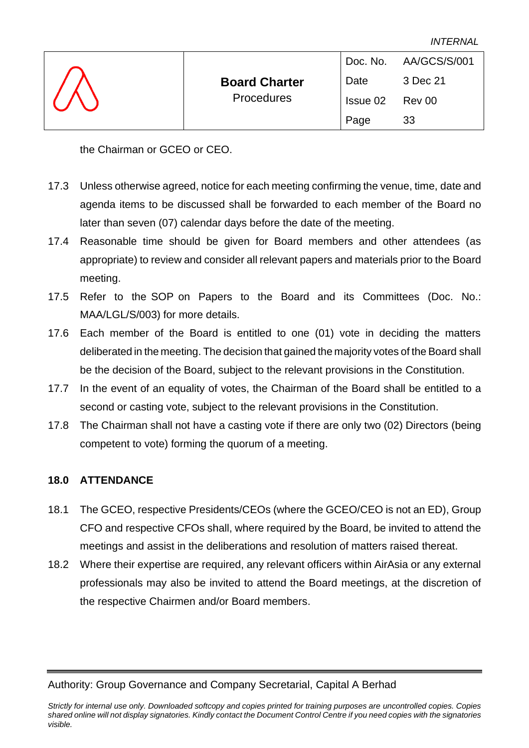the Chairman or GCEO or CEO.

17.3 Unless otherwise agreed, notice for each meeting confirming the venue, time, date and agenda items to be discussed shall be forwarded to each member of the Board no later than seven (07) calendar days before the date of the meeting.

17.4 Reasonable time should be given for Board members and other attendees (as appropriate) to review and consider all relevant papers and materials prior to the Board meeting.

17.5 Refer to the SOP on Papers to the Board and its Committees (Doc. No.: MAA/LGL/S/003) for more details.

17.6 Each member of the Board is entitled to one (01) vote in deciding the matters deliberated in the meeting. The decision that gained the majority votes of the Board shall be the decision of the Board, subject to the relevant provisions in the Constitution.

17.7 In the event of an equality of votes, the Chairman of the Board shall be entitled to a second or casting vote, subject to the relevant provisions in the Constitution.

17.8 The Chairman shall not have a casting vote if there are only two (02) Directors (being competent to vote) forming the quorum of a meeting.

## 18.0 ATTENDANCE

18.1 The GCEO, respective Presidents/CEOs (where the GCEO/CEO is not an ED), Group CFO and respective CFOs shall, where required by the Board, be invited to attend the meetings and assist in the deliberations and resolution of matters raised thereat.

18.2 Where their expertise are required, any relevant officers within AirAsia or any external professionals may also be invited to attend the Board meetings, at the discretion of the respective Chairmen and/or Board members.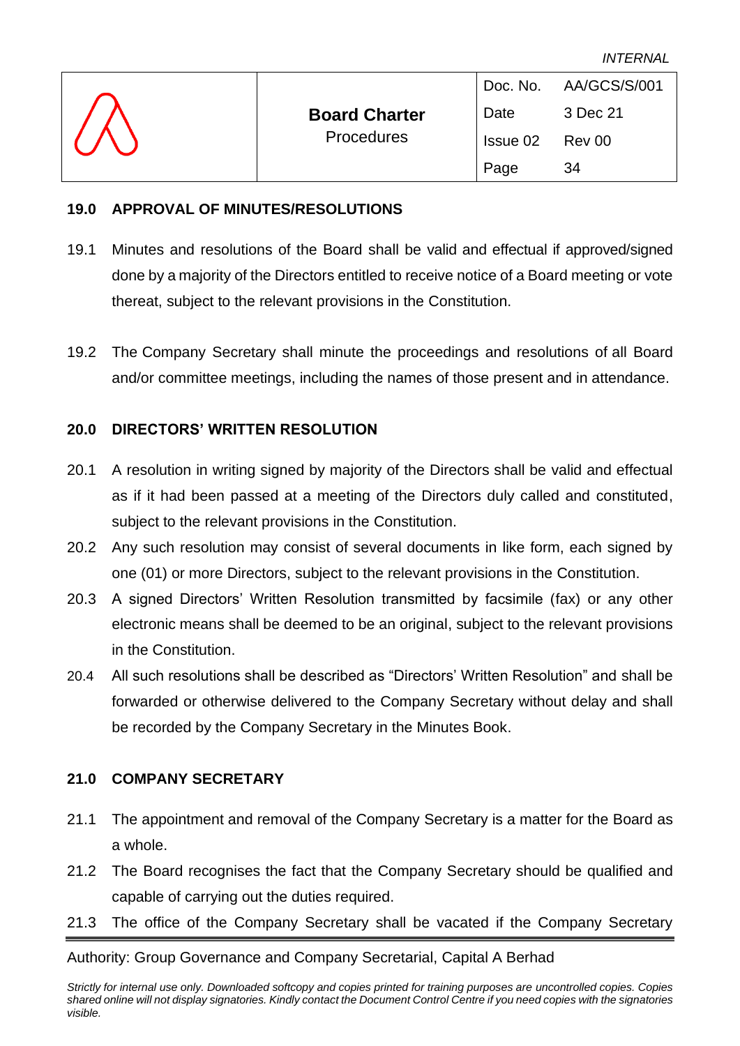## 19.0 APPROVAL OF MINUTES/RESOLUTIONS

19.1 Minutes and resolutions of the Board shall be valid and effectual if approved/signed done by a majority of the Directors entitled to receive notice of a Board meeting or vote thereat, subject to the relevant provisions in the Constitution.

19.2 The Company Secretary shall minute the proceedings and resolutions of all Board and/or committee meetings, including the names of those present and in attendance.

## 20.0 DIRECTORS' WRITTEN RESOLUTION

20.1 A resolution in writing signed by majority of the Directors shall be valid and effectual as if it had been passed at a meeting of the Directors duly called and constituted, subject to the relevant provisions in the Constitution.

20.2 Any such resolution may consist of several documents in like form, each signed by one (01) or more Directors, subject to the relevant provisions in the Constitution.

20.3 A signed Directors' Written Resolution transmitted by facsimile (fax) or any other electronic means shall be deemed to be an original, subject to the relevant provisions in the Constitution.

20.4 All such resolutions shall be described as "Directors' Written Resolution" and shall be forwarded or otherwise delivered to the Company Secretary without delay and shall be recorded by the Company Secretary in the Minutes Book.

## 21.0 COMPANY SECRETARY

21.1 The appointment and removal of the Company Secretary is a matter for the Board as a whole.

21.2 The Board recognises the fact that the Company Secretary should be qualified and capable of carrying out the duties required.

21.3 The office of the Company Secretary shall be vacated if the Company Secretary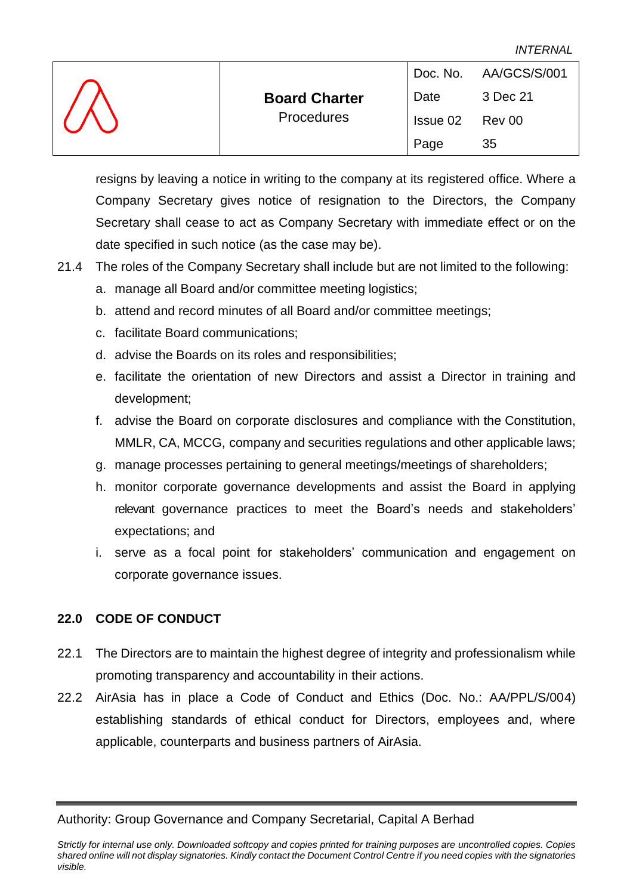resigns by leaving a notice in writing to the company at its registered office. Where a Company Secretary gives notice of resignation to the Directors, the Company Secretary shall cease to act as Company Secretary with immediate effect or on the date specified in such notice (as the case may be).

21.4 The roles of the Company Secretary shall include but are not limited to the following:

a. manage all Board and/or committee meeting logistics;
b. attend and record minutes of all Board and/or committee meetings;
c. facilitate Board communications;
d. advise the Boards on its roles and responsibilities;
e. facilitate the orientation of new Directors and assist a Director in training and development;
f. advise the Board on corporate disclosures and compliance with the Constitution, MMLR, CA, MCCG, company and securities regulations and other applicable laws;
g. manage processes pertaining to general meetings/meetings of shareholders;
h. monitor corporate governance developments and assist the Board in applying relevant governance practices to meet the Board's needs and stakeholders' expectations; and
i. serve as a focal point for stakeholders' communication and engagement on corporate governance issues.

## 22.0 CODE OF CONDUCT

22.1 The Directors are to maintain the highest degree of integrity and professionalism while promoting transparency and accountability in their actions.

22.2 AirAsia has in place a Code of Conduct and Ethics (Doc. No.: AA/PPL/S/004) establishing standards of ethical conduct for Directors, employees and, where applicable, counterparts and business partners of AirAsia.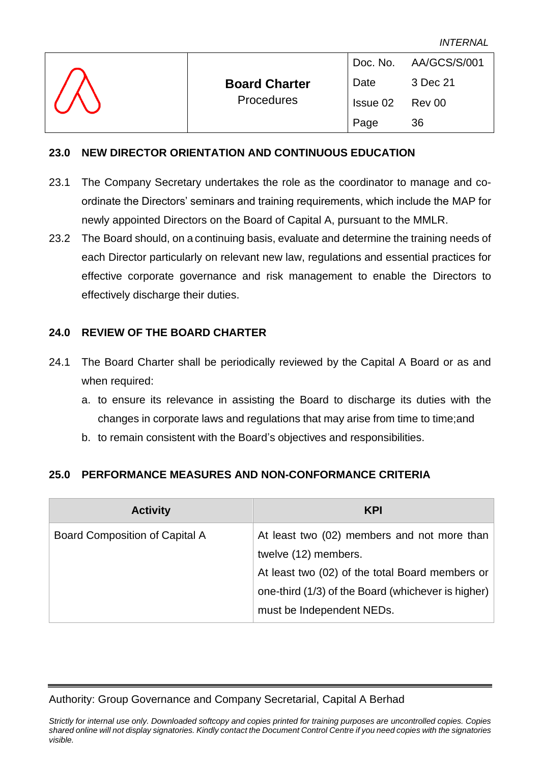## 23.0 NEW DIRECTOR ORIENTATION AND CONTINUOUS EDUCATION

23.1 The Company Secretary undertakes the role as the coordinator to manage and co-ordinate the Directors' seminars and training requirements, which include the MAP for newly appointed Directors on the Board of Capital A, pursuant to the MMLR.

23.2 The Board should, on a continuing basis, evaluate and determine the training needs of each Director particularly on relevant new law, regulations and essential practices for effective corporate governance and risk management to enable the Directors to effectively discharge their duties.

## 24.0 REVIEW OF THE BOARD CHARTER

24.1 The Board Charter shall be periodically reviewed by the Capital A Board or as and when required:

a. to ensure its relevance in assisting the Board to discharge its duties with the changes in corporate laws and regulations that may arise from time to time;and

b. to remain consistent with the Board's objectives and responsibilities.

## 25.0 PERFORMANCE MEASURES AND NON-CONFORMANCE CRITERIA

| Activity | KPI |
|---|---|
| Board Composition of Capital A | At least two (02) members and not more than twelve (12) members.<br>At least two (02) of the total Board members or one-third (1/3) of the Board (whichever is higher) must be Independent NEDs. |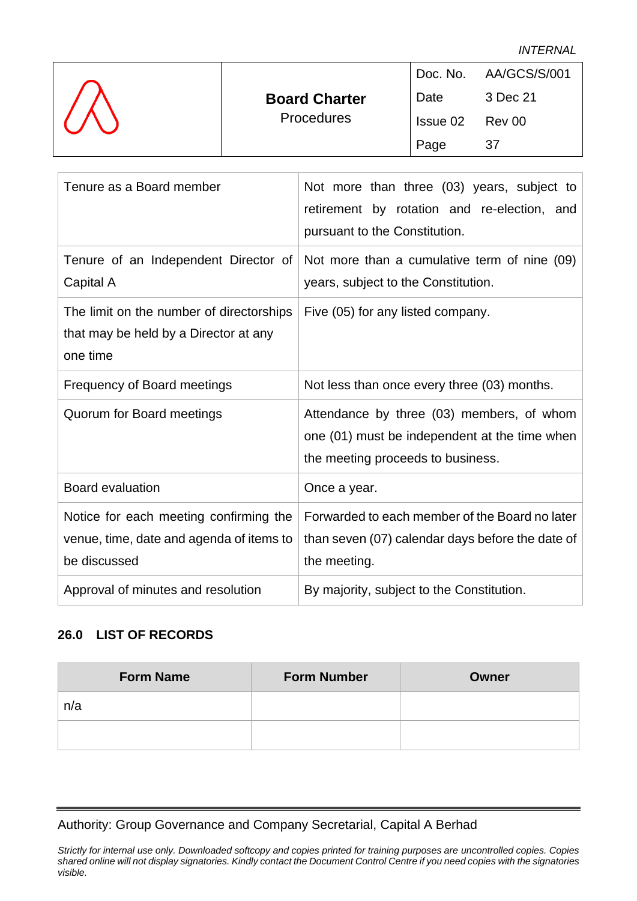| Tenure as a Board member | Not more than three (03) years, subject to retirement by rotation and re-election, and pursuant to the Constitution. |
|---|---|
| Tenure of an Independent Director of Capital A | Not more than a cumulative term of nine (09) years, subject to the Constitution. |
| The limit on the number of directorships that may be held by a Director at any one time | Five (05) for any listed company. |
| Frequency of Board meetings | Not less than once every three (03) months. |
| Quorum for Board meetings | Attendance by three (03) members, of whom one (01) must be independent at the time when the meeting proceeds to business. |
| Board evaluation | Once a year. |
| Notice for each meeting confirming the venue, time, date and agenda of items to be discussed | Forwarded to each member of the Board no later than seven (07) calendar days before the date of the meeting. |
| Approval of minutes and resolution | By majority, subject to the Constitution. |

## 26.0 LIST OF RECORDS

| Form Name | Form Number | Owner |
|---|---|---|
| n/a | | |
| | | |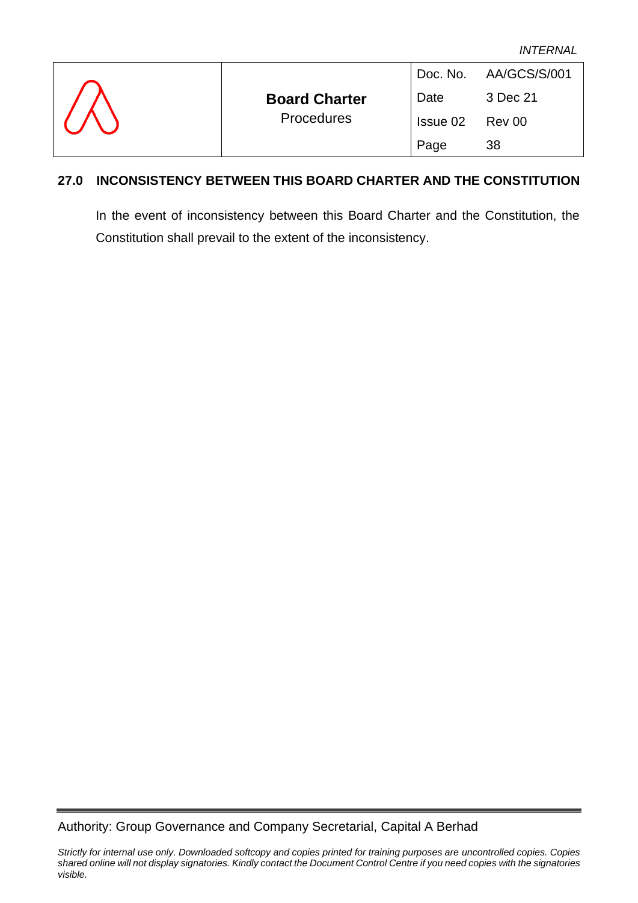## 27.0 INCONSISTENCY BETWEEN THIS BOARD CHARTER AND THE CONSTITUTION

In the event of inconsistency between this Board Charter and the Constitution, the Constitution shall prevail to the extent of the inconsistency.